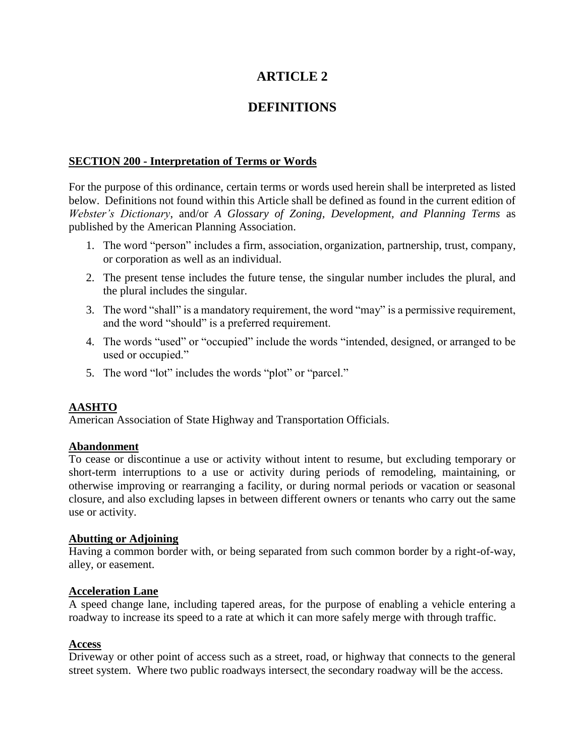# ARTICLE 2

# DEFINITIONS

### SECTION 200 - Interpretation of Terms or Words

For the purpose of this ordinance, certain terms or words used herein shall be interpreted as listed below. Definitions not found within this Article shall be defined as found in the current edition of *Webster's Dictionary*, and/or *A Glossary of Zoning, Development, and Planning Terms* as published by the American Planning Association.

1. The word "person" includes a firm, association, organization, partnership, trust, company, or corporation as well as an individual.
2. The present tense includes the future tense, the singular number includes the plural, and the plural includes the singular.
3. The word "shall" is a mandatory requirement, the word "may" is a permissive requirement, and the word "should" is a preferred requirement.
4. The words "used" or "occupied" include the words "intended, designed, or arranged to be used or occupied."
5. The word "lot" includes the words "plot" or "parcel."

**AASHTO**
American Association of State Highway and Transportation Officials.

**Abandonment**
To cease or discontinue a use or activity without intent to resume, but excluding temporary or short-term interruptions to a use or activity during periods of remodeling, maintaining, or otherwise improving or rearranging a facility, or during normal periods or vacation or seasonal closure, and also excluding lapses in between different owners or tenants who carry out the same use or activity.

**Abutting or Adjoining**
Having a common border with, or being separated from such common border by a right-of-way, alley, or easement.

**Acceleration Lane**
A speed change lane, including tapered areas, for the purpose of enabling a vehicle entering a roadway to increase its speed to a rate at which it can more safely merge with through traffic.

**Access**
Driveway or other point of access such as a street, road, or highway that connects to the general street system. Where two public roadways intersect, the secondary roadway will be the access.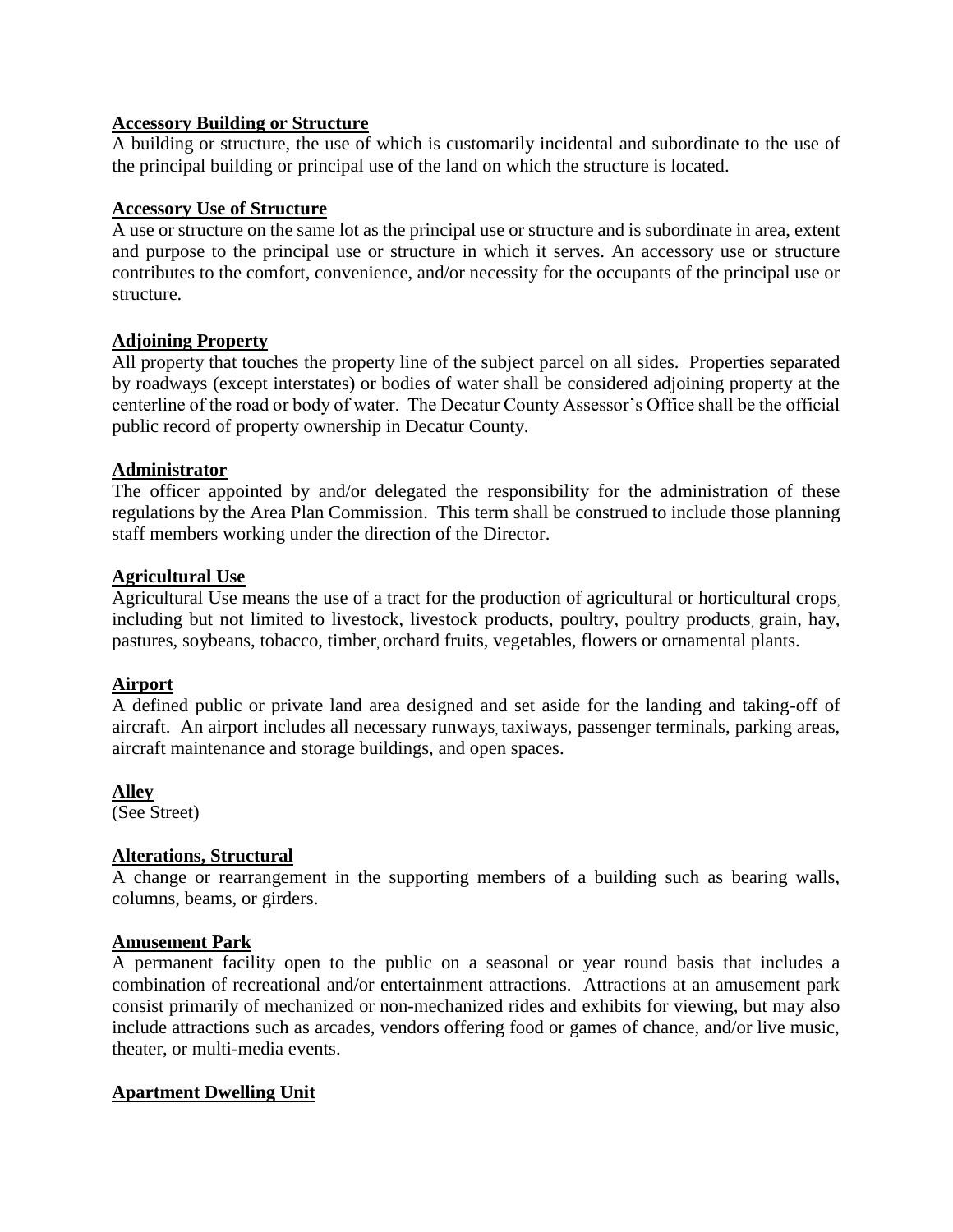**Accessory Building or Structure**

A building or structure, the use of which is customarily incidental and subordinate to the use of the principal building or principal use of the land on which the structure is located.

**Accessory Use of Structure**

A use or structure on the same lot as the principal use or structure and is subordinate in area, extent and purpose to the principal use or structure in which it serves. An accessory use or structure contributes to the comfort, convenience, and/or necessity for the occupants of the principal use or structure.

**Adjoining Property**

All property that touches the property line of the subject parcel on all sides. Properties separated by roadways (except interstates) or bodies of water shall be considered adjoining property at the centerline of the road or body of water. The Decatur County Assessor's Office shall be the official public record of property ownership in Decatur County.

**Administrator**

The officer appointed by and/or delegated the responsibility for the administration of these regulations by the Area Plan Commission. This term shall be construed to include those planning staff members working under the direction of the Director.

**Agricultural Use**

Agricultural Use means the use of a tract for the production of agricultural or horticultural crops, including but not limited to livestock, livestock products, poultry, poultry products, grain, hay, pastures, soybeans, tobacco, timber, orchard fruits, vegetables, flowers or ornamental plants.

**Airport**

A defined public or private land area designed and set aside for the landing and taking-off of aircraft. An airport includes all necessary runways, taxiways, passenger terminals, parking areas, aircraft maintenance and storage buildings, and open spaces.

**Alley**

(See Street)

**Alterations, Structural**

A change or rearrangement in the supporting members of a building such as bearing walls, columns, beams, or girders.

**Amusement Park**

A permanent facility open to the public on a seasonal or year round basis that includes a combination of recreational and/or entertainment attractions. Attractions at an amusement park consist primarily of mechanized or non-mechanized rides and exhibits for viewing, but may also include attractions such as arcades, vendors offering food or games of chance, and/or live music, theater, or multi-media events.

**Apartment Dwelling Unit**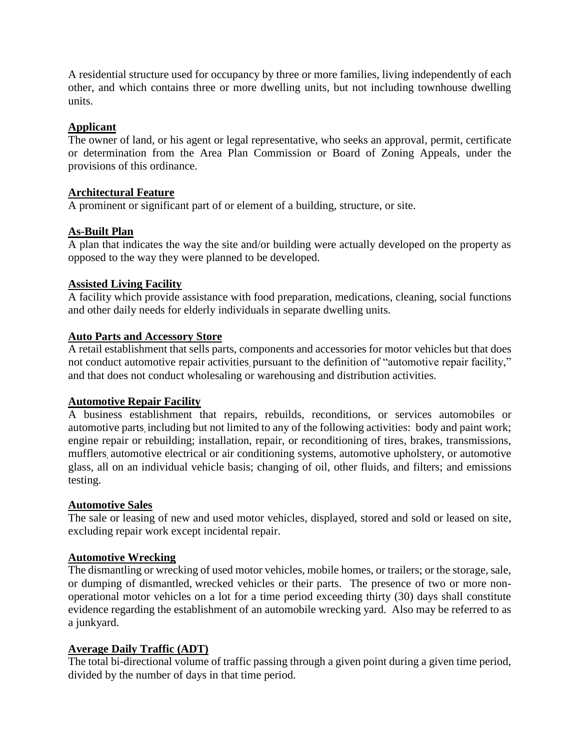A residential structure used for occupancy by three or more families, living independently of each other, and which contains three or more dwelling units, but not including townhouse dwelling units.

**Applicant**
The owner of land, or his agent or legal representative, who seeks an approval, permit, certificate or determination from the Area Plan Commission or Board of Zoning Appeals, under the provisions of this ordinance.

**Architectural Feature**
A prominent or significant part of or element of a building, structure, or site.

**As-Built Plan**
A plan that indicates the way the site and/or building were actually developed on the property as opposed to the way they were planned to be developed.

**Assisted Living Facility**
A facility which provide assistance with food preparation, medications, cleaning, social functions and other daily needs for elderly individuals in separate dwelling units.

**Auto Parts and Accessory Store**
A retail establishment that sells parts, components and accessories for motor vehicles but that does not conduct automotive repair activities, pursuant to the definition of "automotive repair facility," and that does not conduct wholesaling or warehousing and distribution activities.

**Automotive Repair Facility**
A business establishment that repairs, rebuilds, reconditions, or services automobiles or automotive parts, including but not limited to any of the following activities: body and paint work; engine repair or rebuilding; installation, repair, or reconditioning of tires, brakes, transmissions, mufflers, automotive electrical or air conditioning systems, automotive upholstery, or automotive glass, all on an individual vehicle basis; changing of oil, other fluids, and filters; and emissions testing.

**Automotive Sales**
The sale or leasing of new and used motor vehicles, displayed, stored and sold or leased on site, excluding repair work except incidental repair.

**Automotive Wrecking**
The dismantling or wrecking of used motor vehicles, mobile homes, or trailers; or the storage, sale, or dumping of dismantled, wrecked vehicles or their parts. The presence of two or more non-operational motor vehicles on a lot for a time period exceeding thirty (30) days shall constitute evidence regarding the establishment of an automobile wrecking yard. Also may be referred to as a junkyard.

**Average Daily Traffic (ADT)**
The total bi-directional volume of traffic passing through a given point during a given time period, divided by the number of days in that time period.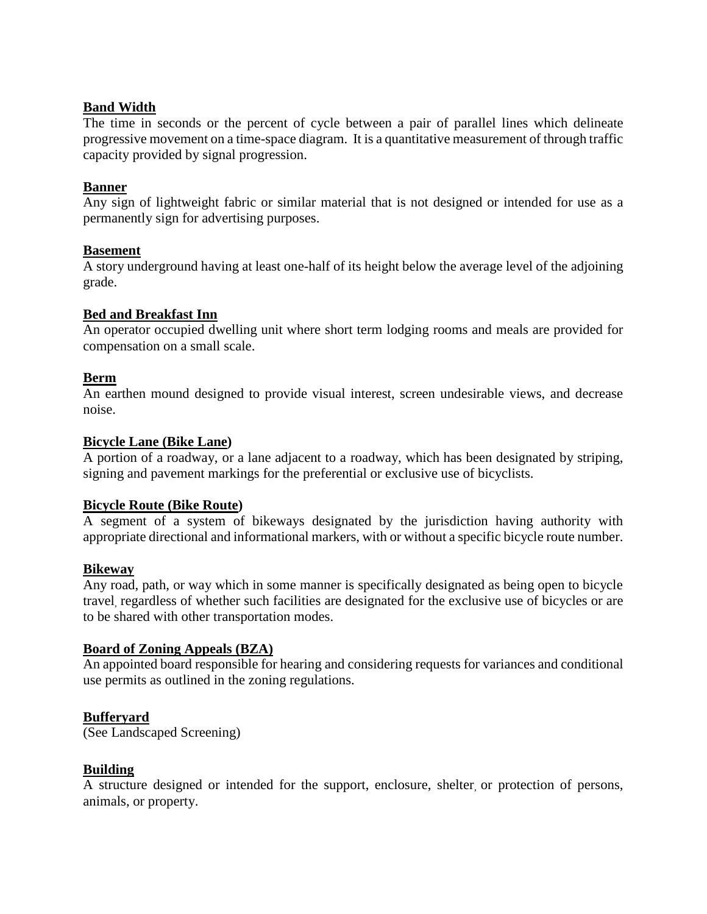**Band Width**

The time in seconds or the percent of cycle between a pair of parallel lines which delineate progressive movement on a time-space diagram. It is a quantitative measurement of through traffic capacity provided by signal progression.

**Banner**

Any sign of lightweight fabric or similar material that is not designed or intended for use as a permanently sign for advertising purposes.

**Basement**

A story underground having at least one-half of its height below the average level of the adjoining grade.

**Bed and Breakfast Inn**

An operator occupied dwelling unit where short term lodging rooms and meals are provided for compensation on a small scale.

**Berm**

An earthen mound designed to provide visual interest, screen undesirable views, and decrease noise.

**Bicycle Lane (Bike Lane)**

A portion of a roadway, or a lane adjacent to a roadway, which has been designated by striping, signing and pavement markings for the preferential or exclusive use of bicyclists.

**Bicycle Route (Bike Route)**

A segment of a system of bikeways designated by the jurisdiction having authority with appropriate directional and informational markers, with or without a specific bicycle route number.

**Bikeway**

Any road, path, or way which in some manner is specifically designated as being open to bicycle travel, regardless of whether such facilities are designated for the exclusive use of bicycles or are to be shared with other transportation modes.

**Board of Zoning Appeals (BZA)**

An appointed board responsible for hearing and considering requests for variances and conditional use permits as outlined in the zoning regulations.

**Bufferyard**

(See Landscaped Screening)

**Building**

A structure designed or intended for the support, enclosure, shelter, or protection of persons, animals, or property.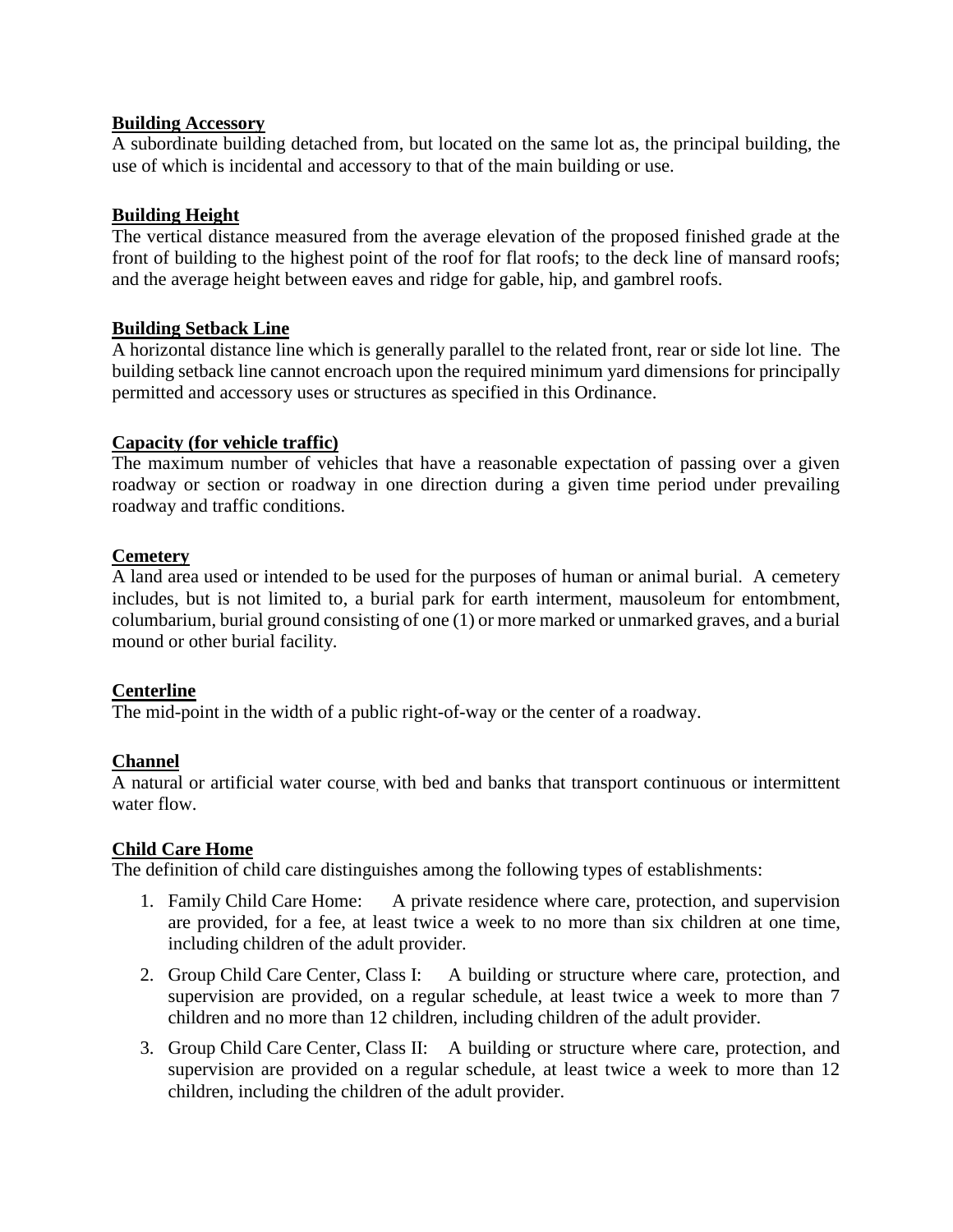**Building Accessory**

A subordinate building detached from, but located on the same lot as, the principal building, the use of which is incidental and accessory to that of the main building or use.

**Building Height**

The vertical distance measured from the average elevation of the proposed finished grade at the front of building to the highest point of the roof for flat roofs; to the deck line of mansard roofs; and the average height between eaves and ridge for gable, hip, and gambrel roofs.

**Building Setback Line**

A horizontal distance line which is generally parallel to the related front, rear or side lot line. The building setback line cannot encroach upon the required minimum yard dimensions for principally permitted and accessory uses or structures as specified in this Ordinance.

**Capacity (for vehicle traffic)**

The maximum number of vehicles that have a reasonable expectation of passing over a given roadway or section or roadway in one direction during a given time period under prevailing roadway and traffic conditions.

**Cemetery**

A land area used or intended to be used for the purposes of human or animal burial. A cemetery includes, but is not limited to, a burial park for earth interment, mausoleum for entombment, columbarium, burial ground consisting of one (1) or more marked or unmarked graves, and a burial mound or other burial facility.

**Centerline**

The mid-point in the width of a public right-of-way or the center of a roadway.

**Channel**

A natural or artificial water course, with bed and banks that transport continuous or intermittent water flow.

**Child Care Home**

The definition of child care distinguishes among the following types of establishments:

1. Family Child Care Home: A private residence where care, protection, and supervision are provided, for a fee, at least twice a week to no more than six children at one time, including children of the adult provider.
2. Group Child Care Center, Class I: A building or structure where care, protection, and supervision are provided, on a regular schedule, at least twice a week to more than 7 children and no more than 12 children, including children of the adult provider.
3. Group Child Care Center, Class II: A building or structure where care, protection, and supervision are provided on a regular schedule, at least twice a week to more than 12 children, including the children of the adult provider.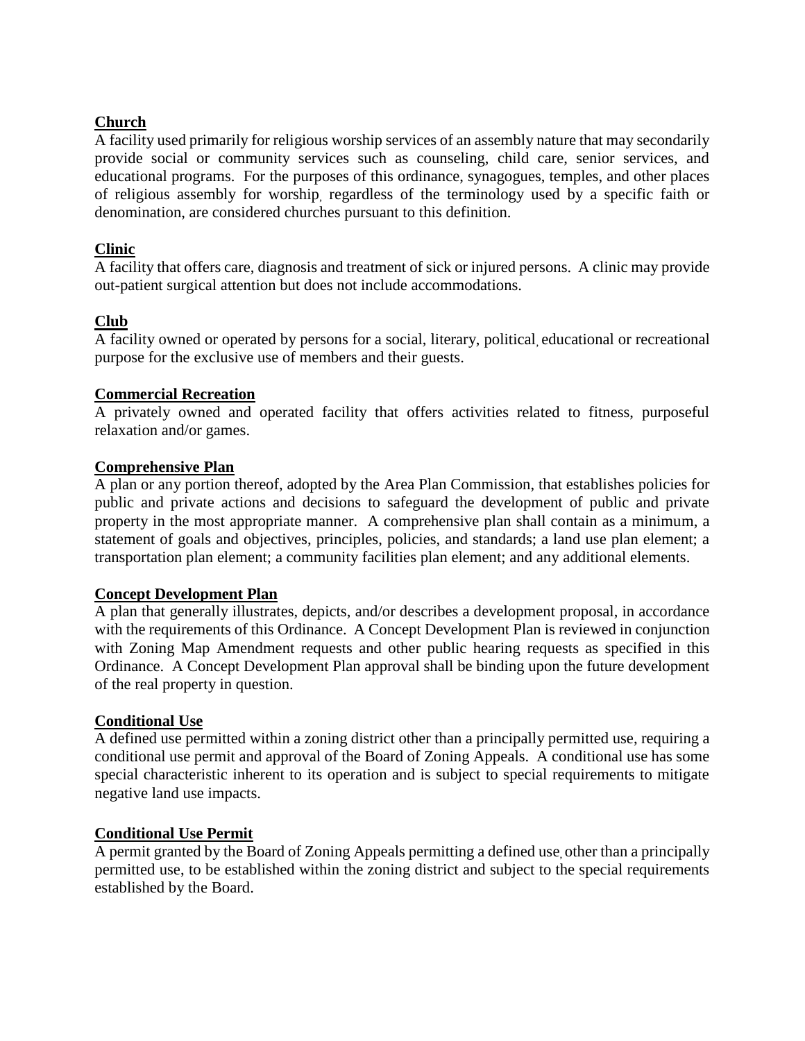**Church**

A facility used primarily for religious worship services of an assembly nature that may secondarily provide social or community services such as counseling, child care, senior services, and educational programs. For the purposes of this ordinance, synagogues, temples, and other places of religious assembly for worship, regardless of the terminology used by a specific faith or denomination, are considered churches pursuant to this definition.

**Clinic**

A facility that offers care, diagnosis and treatment of sick or injured persons. A clinic may provide out-patient surgical attention but does not include accommodations.

**Club**

A facility owned or operated by persons for a social, literary, political, educational or recreational purpose for the exclusive use of members and their guests.

**Commercial Recreation**

A privately owned and operated facility that offers activities related to fitness, purposeful relaxation and/or games.

**Comprehensive Plan**

A plan or any portion thereof, adopted by the Area Plan Commission, that establishes policies for public and private actions and decisions to safeguard the development of public and private property in the most appropriate manner. A comprehensive plan shall contain as a minimum, a statement of goals and objectives, principles, policies, and standards; a land use plan element; a transportation plan element; a community facilities plan element; and any additional elements.

**Concept Development Plan**

A plan that generally illustrates, depicts, and/or describes a development proposal, in accordance with the requirements of this Ordinance. A Concept Development Plan is reviewed in conjunction with Zoning Map Amendment requests and other public hearing requests as specified in this Ordinance. A Concept Development Plan approval shall be binding upon the future development of the real property in question.

**Conditional Use**

A defined use permitted within a zoning district other than a principally permitted use, requiring a conditional use permit and approval of the Board of Zoning Appeals. A conditional use has some special characteristic inherent to its operation and is subject to special requirements to mitigate negative land use impacts.

**Conditional Use Permit**

A permit granted by the Board of Zoning Appeals permitting a defined use, other than a principally permitted use, to be established within the zoning district and subject to the special requirements established by the Board.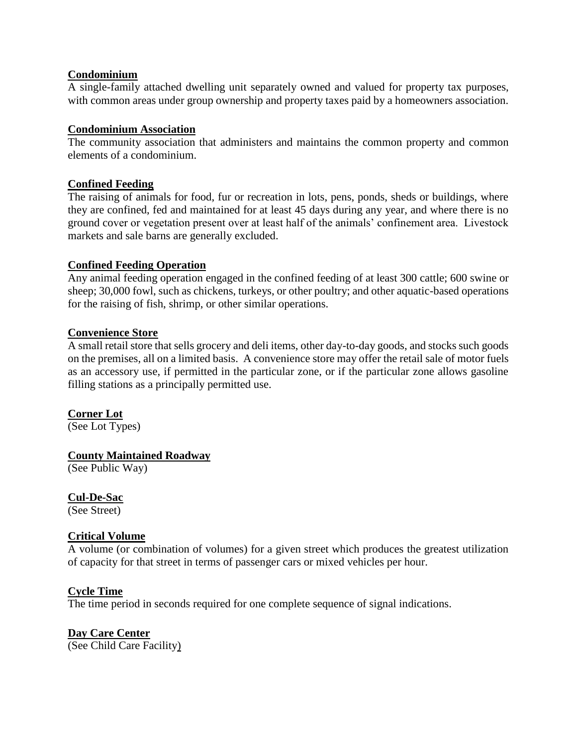**Condominium**

A single-family attached dwelling unit separately owned and valued for property tax purposes, with common areas under group ownership and property taxes paid by a homeowners association.

**Condominium Association**

The community association that administers and maintains the common property and common elements of a condominium.

**Confined Feeding**

The raising of animals for food, fur or recreation in lots, pens, ponds, sheds or buildings, where they are confined, fed and maintained for at least 45 days during any year, and where there is no ground cover or vegetation present over at least half of the animals' confinement area. Livestock markets and sale barns are generally excluded.

**Confined Feeding Operation**

Any animal feeding operation engaged in the confined feeding of at least 300 cattle; 600 swine or sheep; 30,000 fowl, such as chickens, turkeys, or other poultry; and other aquatic-based operations for the raising of fish, shrimp, or other similar operations.

**Convenience Store**

A small retail store that sells grocery and deli items, other day-to-day goods, and stocks such goods on the premises, all on a limited basis. A convenience store may offer the retail sale of motor fuels as an accessory use, if permitted in the particular zone, or if the particular zone allows gasoline filling stations as a principally permitted use.

**Corner Lot**

(See Lot Types)

**County Maintained Roadway**

(See Public Way)

**Cul-De-Sac**

(See Street)

**Critical Volume**

A volume (or combination of volumes) for a given street which produces the greatest utilization of capacity for that street in terms of passenger cars or mixed vehicles per hour.

**Cycle Time**

The time period in seconds required for one complete sequence of signal indications.

**Day Care Center**

(See Child Care Facility)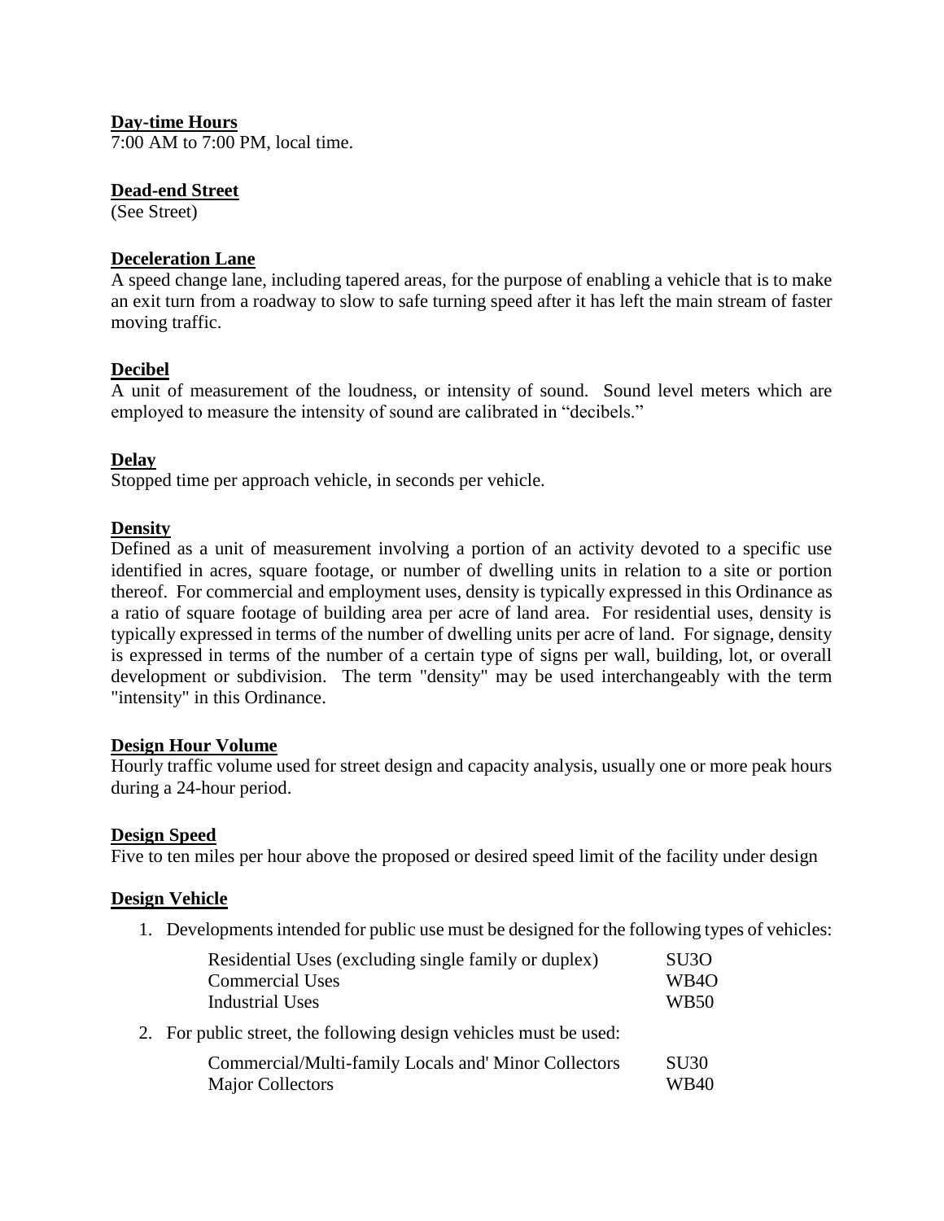**Day-time Hours**
7:00 AM to 7:00 PM, local time.

**Dead-end Street**
(See Street)

**Deceleration Lane**
A speed change lane, including tapered areas, for the purpose of enabling a vehicle that is to make an exit turn from a roadway to slow to safe turning speed after it has left the main stream of faster moving traffic.

**Decibel**
A unit of measurement of the loudness, or intensity of sound. Sound level meters which are employed to measure the intensity of sound are calibrated in "decibels."

**Delay**
Stopped time per approach vehicle, in seconds per vehicle.

**Density**
Defined as a unit of measurement involving a portion of an activity devoted to a specific use identified in acres, square footage, or number of dwelling units in relation to a site or portion thereof. For commercial and employment uses, density is typically expressed in this Ordinance as a ratio of square footage of building area per acre of land area. For residential uses, density is typically expressed in terms of the number of dwelling units per acre of land. For signage, density is expressed in terms of the number of a certain type of signs per wall, building, lot, or overall development or subdivision. The term "density" may be used interchangeably with the term "intensity" in this Ordinance.

**Design Hour Volume**
Hourly traffic volume used for street design and capacity analysis, usually one or more peak hours during a 24-hour period.

**Design Speed**
Five to ten miles per hour above the proposed or desired speed limit of the facility under design

**Design Vehicle**

1. Developments intended for public use must be designed for the following types of vehicles:

| | |
|---|---|
| Residential Uses (excluding single family or duplex) | SU3O |
| Commercial Uses | WB4O |
| Industrial Uses | WB50 |

2. For public street, the following design vehicles must be used:

| | |
|---|---|
| Commercial/Multi-family Locals and' Minor Collectors | SU30 |
| Major Collectors | WB40 |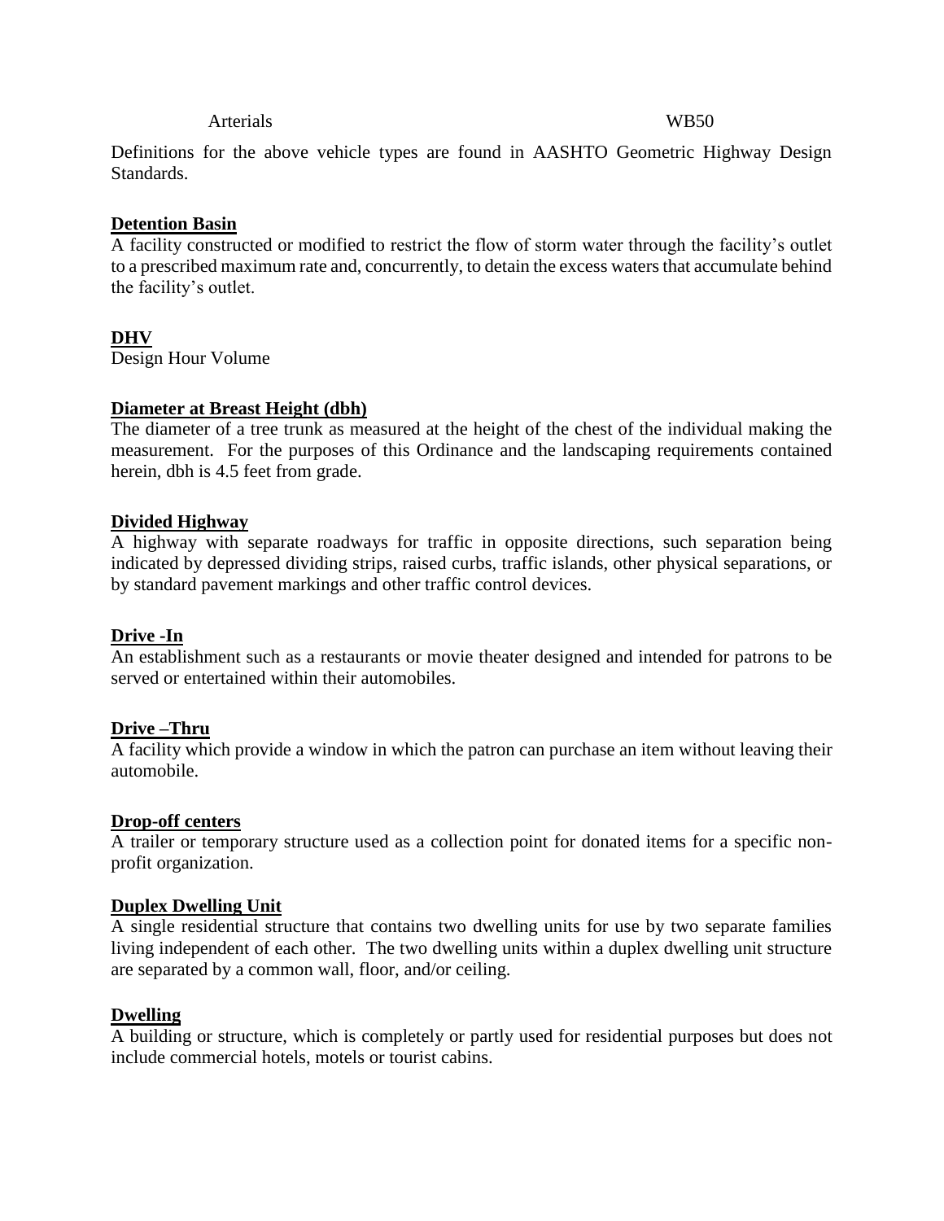| Arterials | WB50 |
|---|---|

Definitions for the above vehicle types are found in AASHTO Geometric Highway Design Standards.

**Detention Basin**
A facility constructed or modified to restrict the flow of storm water through the facility's outlet to a prescribed maximum rate and, concurrently, to detain the excess waters that accumulate behind the facility's outlet.

**DHV**
Design Hour Volume

**Diameter at Breast Height (dbh)**
The diameter of a tree trunk as measured at the height of the chest of the individual making the measurement. For the purposes of this Ordinance and the landscaping requirements contained herein, dbh is 4.5 feet from grade.

**Divided Highway**
A highway with separate roadways for traffic in opposite directions, such separation being indicated by depressed dividing strips, raised curbs, traffic islands, other physical separations, or by standard pavement markings and other traffic control devices.

**Drive -In**
An establishment such as a restaurants or movie theater designed and intended for patrons to be served or entertained within their automobiles.

**Drive –Thru**
A facility which provide a window in which the patron can purchase an item without leaving their automobile.

**Drop-off centers**
A trailer or temporary structure used as a collection point for donated items for a specific non-profit organization.

**Duplex Dwelling Unit**
A single residential structure that contains two dwelling units for use by two separate families living independent of each other. The two dwelling units within a duplex dwelling unit structure are separated by a common wall, floor, and/or ceiling.

**Dwelling**
A building or structure, which is completely or partly used for residential purposes but does not include commercial hotels, motels or tourist cabins.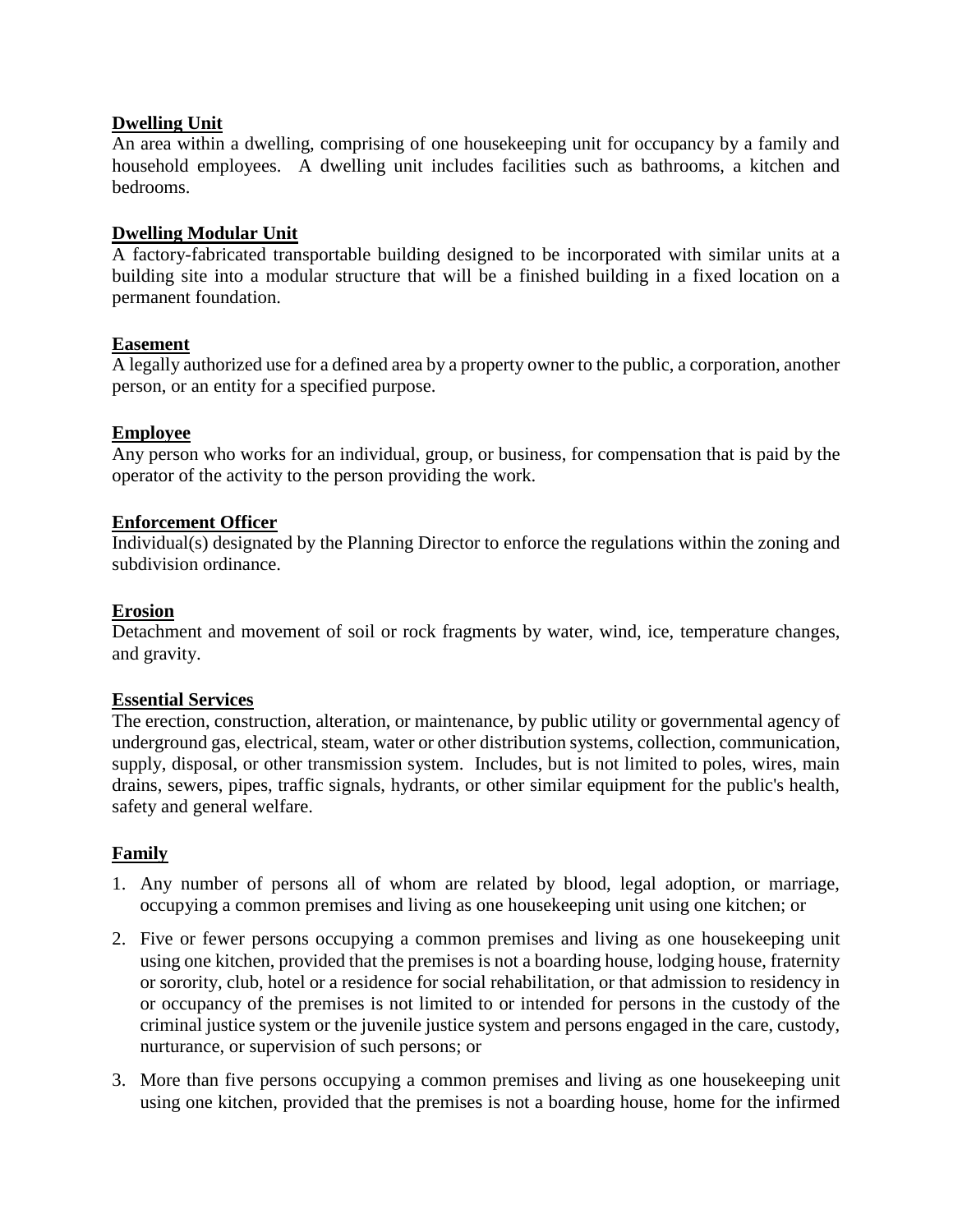**Dwelling Unit**

An area within a dwelling, comprising of one housekeeping unit for occupancy by a family and household employees. A dwelling unit includes facilities such as bathrooms, a kitchen and bedrooms.

**Dwelling Modular Unit**

A factory-fabricated transportable building designed to be incorporated with similar units at a building site into a modular structure that will be a finished building in a fixed location on a permanent foundation.

**Easement**

A legally authorized use for a defined area by a property owner to the public, a corporation, another person, or an entity for a specified purpose.

**Employee**

Any person who works for an individual, group, or business, for compensation that is paid by the operator of the activity to the person providing the work.

**Enforcement Officer**

Individual(s) designated by the Planning Director to enforce the regulations within the zoning and subdivision ordinance.

**Erosion**

Detachment and movement of soil or rock fragments by water, wind, ice, temperature changes, and gravity.

**Essential Services**

The erection, construction, alteration, or maintenance, by public utility or governmental agency of underground gas, electrical, steam, water or other distribution systems, collection, communication, supply, disposal, or other transmission system. Includes, but is not limited to poles, wires, main drains, sewers, pipes, traffic signals, hydrants, or other similar equipment for the public's health, safety and general welfare.

**Family**

1. Any number of persons all of whom are related by blood, legal adoption, or marriage, occupying a common premises and living as one housekeeping unit using one kitchen; or
2. Five or fewer persons occupying a common premises and living as one housekeeping unit using one kitchen, provided that the premises is not a boarding house, lodging house, fraternity or sorority, club, hotel or a residence for social rehabilitation, or that admission to residency in or occupancy of the premises is not limited to or intended for persons in the custody of the criminal justice system or the juvenile justice system and persons engaged in the care, custody, nurturance, or supervision of such persons; or
3. More than five persons occupying a common premises and living as one housekeeping unit using one kitchen, provided that the premises is not a boarding house, home for the infirmed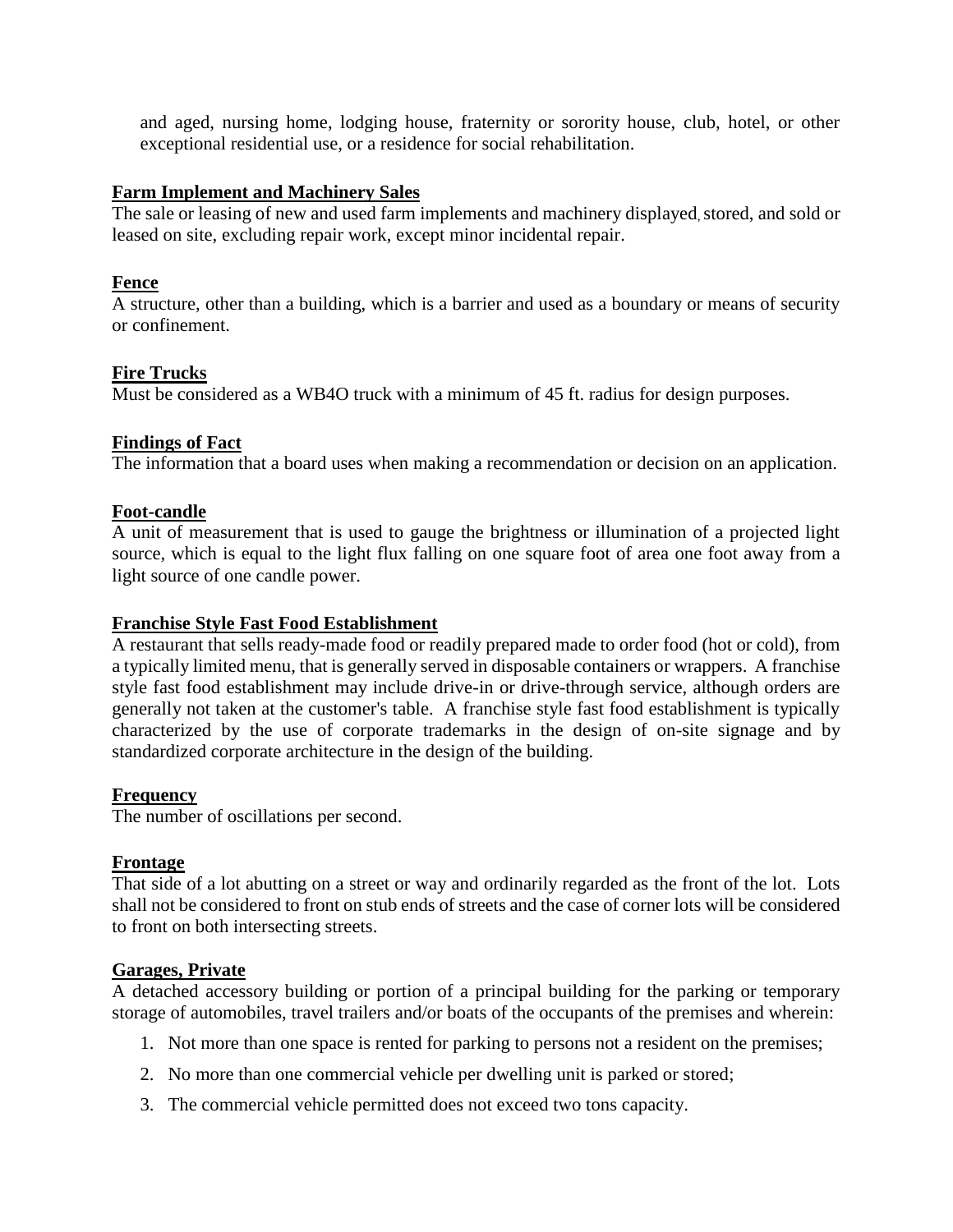and aged, nursing home, lodging house, fraternity or sorority house, club, hotel, or other exceptional residential use, or a residence for social rehabilitation.

**Farm Implement and Machinery Sales**

The sale or leasing of new and used farm implements and machinery displayed, stored, and sold or leased on site, excluding repair work, except minor incidental repair.

**Fence**

A structure, other than a building, which is a barrier and used as a boundary or means of security or confinement.

**Fire Trucks**

Must be considered as a WB4O truck with a minimum of 45 ft. radius for design purposes.

**Findings of Fact**

The information that a board uses when making a recommendation or decision on an application.

**Foot-candle**

A unit of measurement that is used to gauge the brightness or illumination of a projected light source, which is equal to the light flux falling on square foot of area one foot away from a light source of one candle power.

**Franchise Style Fast Food Establishment**

A restaurant that sells ready-made food or readily prepared made to order food (hot or cold), from a typically limited menu, that is generally served in disposable containers or wrappers. A franchise style fast food establishment may include drive-in or drive-through service, although orders are generally not taken at the customer's table. A franchise style fast food establishment is typically characterized by the use of corporate trademarks in the design of on-site signage and by standardized corporate architecture in the design of the building.

**Frequency**

The number of oscillations per second.

**Frontage**

That side of a lot abutting on a street or way and ordinarily regarded as the front of the lot. Lots shall not be considered to front on stub ends of streets and the case of corner lots will be considered to front on both intersecting streets.

**Garages, Private**

A detached accessory building or portion of a principal building for the parking or temporary storage of automobiles, travel trailers and/or boats of the occupants of the premises and wherein:

1. Not more than one space is rented for parking to persons not a resident on the premises;
2. No more than one commercial vehicle per dwelling unit is parked or stored;
3. The commercial vehicle permitted does not exceed two tons capacity.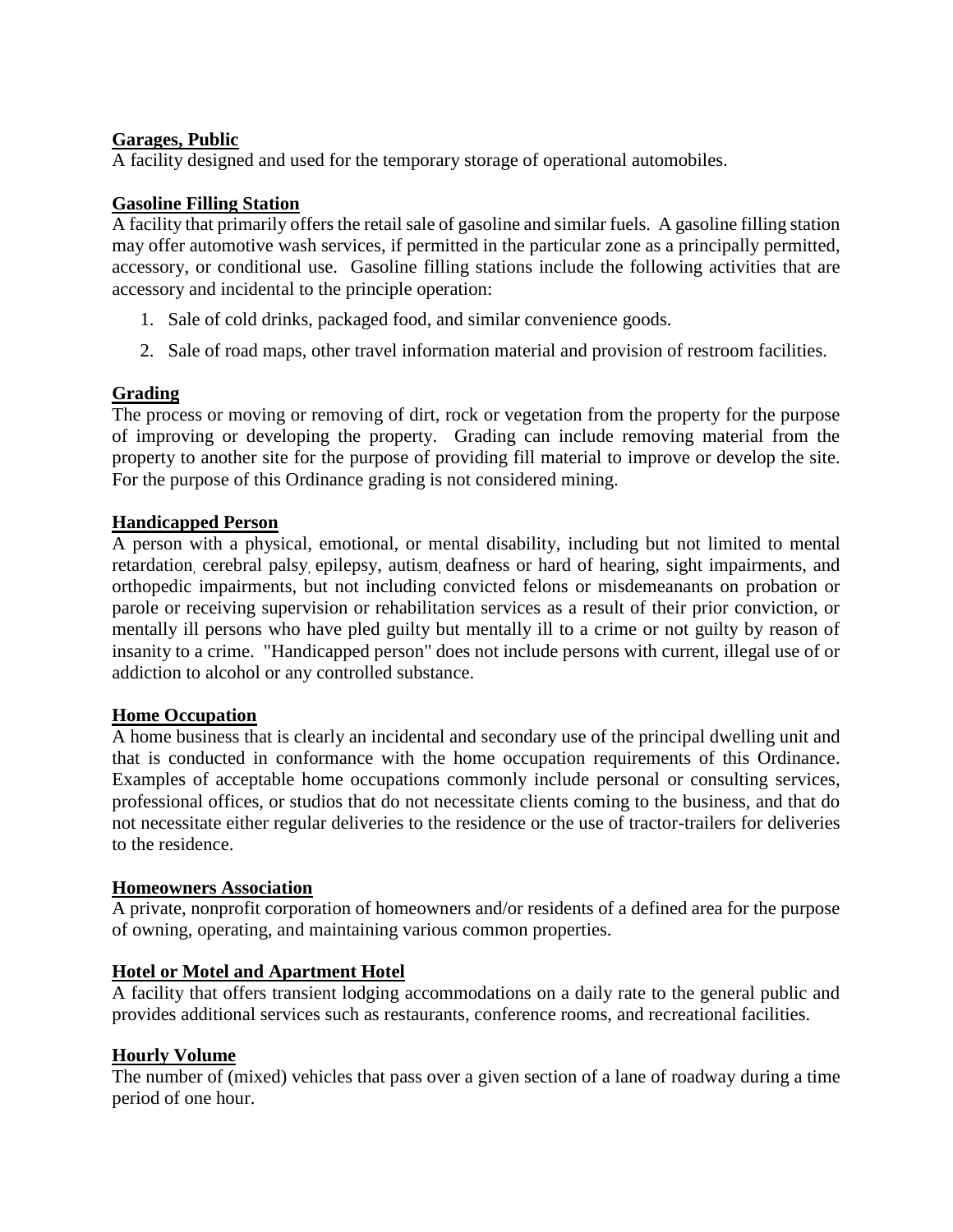**Garages, Public**
A facility designed and used for the temporary storage of operational automobiles.

**Gasoline Filling Station**
A facility that primarily offers the retail sale of gasoline and similar fuels. A gasoline filling station may offer automotive wash services, if permitted in the particular zone as a principally permitted, accessory, or conditional use. Gasoline filling stations include the following activities that are accessory and incidental to the principle operation:

1. Sale of cold drinks, packaged food, and similar convenience goods.
2. Sale of road maps, other travel information material and provision of restroom facilities.

**Grading**
The process or moving or removing of dirt, rock or vegetation from the property for the purpose of improving or developing the property. Grading can include removing material from the property to another site for the purpose of providing fill material to improve or develop the site. For the purpose of this Ordinance grading is not considered mining.

**Handicapped Person**
A person with a physical, emotional, or mental disability, including but not limited to mental retardation, cerebral palsy, epilepsy, autism, deafness or hard of hearing, sight impairments, and orthopedic impairments, but not including convicted felons or misdemeanants on probation or parole or receiving supervision or rehabilitation services as a result of their prior conviction, or mentally ill persons who have pled guilty but mentally ill to a crime or not guilty by reason of insanity to a crime. "Handicapped person" does not include persons with current, illegal use of or addiction to alcohol or any controlled substance.

**Home Occupation**
A home business that is clearly an incidental and secondary use of the principal dwelling unit and that is conducted in conformance with the home occupation requirements of this Ordinance. Examples of acceptable home occupations commonly include personal or consulting services, professional offices, or studios that do not necessitate clients coming to the business, and that do not necessitate either regular deliveries to the residence or the use of tractor-trailers for deliveries to the residence.

**Homeowners Association**
A private, nonprofit corporation of homeowners and/or residents of a defined area for the purpose of owning, operating, and maintaining various common properties.

**Hotel or Motel and Apartment Hotel**
A facility that offers transient lodging accommodations on a daily rate to the general public and provides additional services such as restaurants, conference rooms, and recreational facilities.

**Hourly Volume**
The number of (mixed) vehicles that pass over a given section of a lane of roadway during a time period of one hour.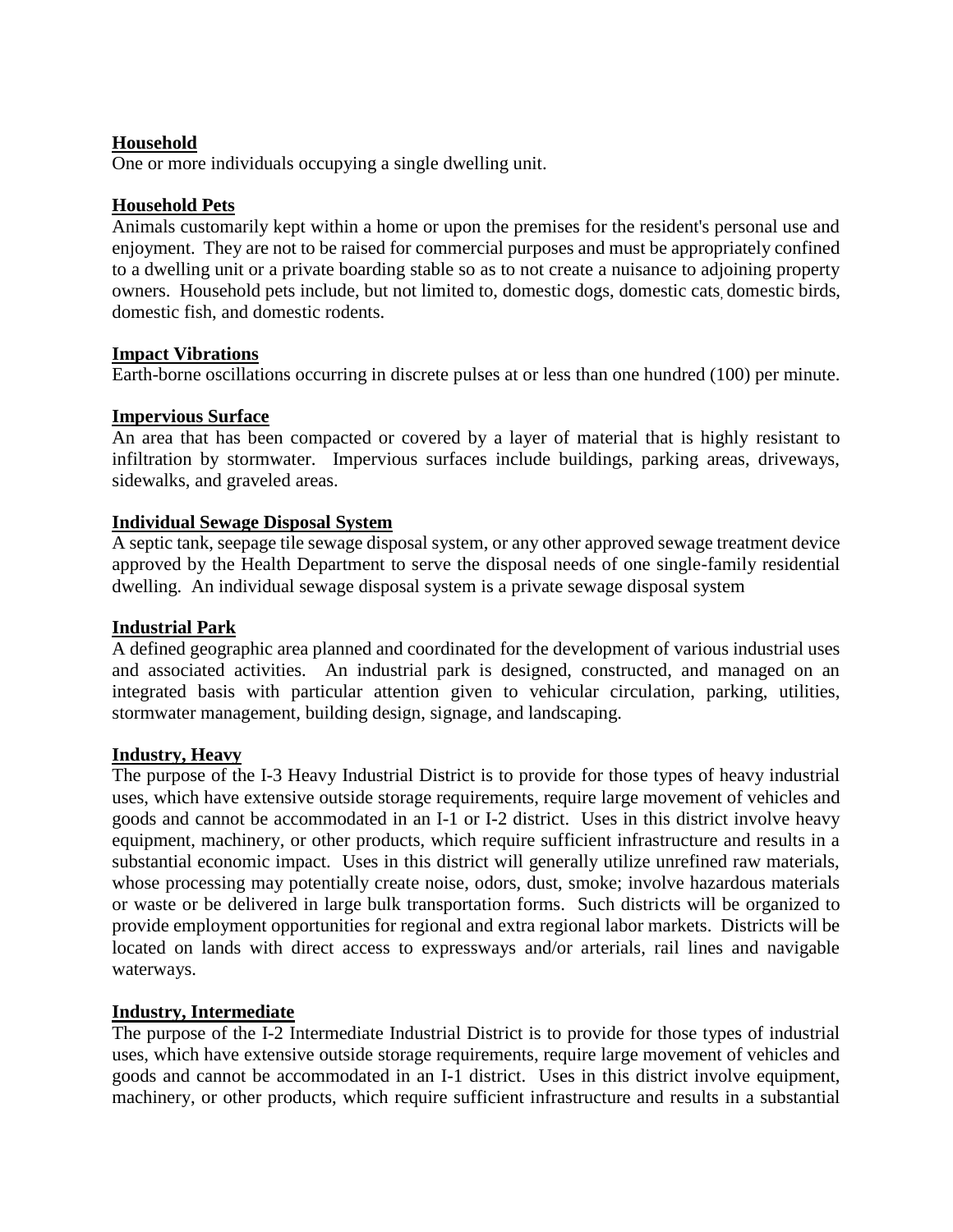**Household**

One or more individuals occupying a single dwelling unit.

**Household Pets**

Animals customarily kept within a home or upon the premises for the resident's personal use and enjoyment. They are not to be raised for commercial purposes and must be appropriately confined to a dwelling unit or a private boarding stable so as to not create a nuisance to adjoining property owners. Household pets include, but not limited to, domestic dogs, domestic cats, domestic birds, domestic fish, and domestic rodents.

**Impact Vibrations**

Earth-borne oscillations occurring in discrete pulses at or less than one hundred (100) per minute.

**Impervious Surface**

An area that has been compacted or covered by a layer of material that is highly resistant to infiltration by stormwater. Impervious surfaces include buildings, parking areas, driveways, sidewalks, and graveled areas.

**Individual Sewage Disposal System**

A septic tank, seepage tile sewage disposal system, or any other approved sewage treatment device approved by the Health Department to serve the disposal needs of one single-family residential dwelling. An individual sewage disposal system is a private sewage disposal system

**Industrial Park**

A defined geographic area planned and coordinated for the development of various industrial uses and associated activities. An industrial park is designed, constructed, and managed on an integrated basis with particular attention given to vehicular circulation, parking, utilities, stormwater management, building design, signage, and landscaping.

**Industry, Heavy**

The purpose of the I-3 Heavy Industrial District is to provide for those types of heavy industrial uses, which have extensive outside storage requirements, require large movement of vehicles and goods and cannot be accommodated in an I-1 or I-2 district. Uses in this district involve heavy equipment, machinery, or other products, which require sufficient infrastructure and results in a substantial economic impact. Uses in this district will generally utilize unrefined raw materials, whose processing may potentially create noise, odors, dust, smoke; involve hazardous materials or waste or be delivered in large bulk transportation forms. Such districts will be organized to provide employment opportunities for regional and extra regional labor markets. Districts will be located on lands with direct access to expressways and/or arterials, rail lines and navigable waterways.

**Industry, Intermediate**

The purpose of the I-2 Intermediate Industrial District is to provide for those types of industrial uses, which have extensive outside storage requirements, require large movement of vehicles and goods and cannot be accommodated in an I-1 district. Uses in this district involve equipment, machinery, or other products, which require sufficient infrastructure and results in a substantial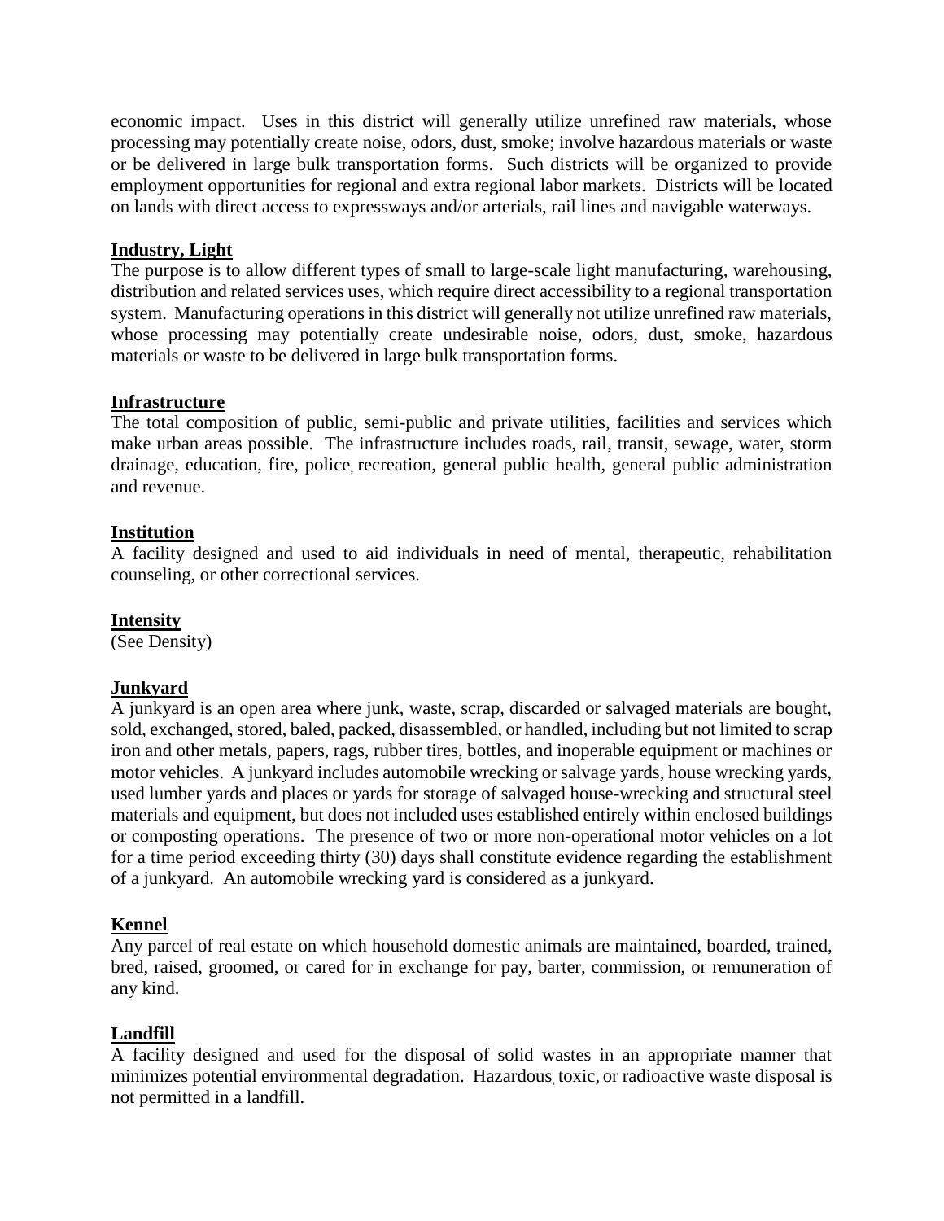economic impact. Uses in this district will generally utilize unrefined raw materials, whose processing may potentially create noise, odors, dust, smoke; involve hazardous materials or waste or be delivered in large bulk transportation forms. Such districts will be organized to provide employment opportunities for regional and extra regional labor markets. Districts will be located on lands with direct access to expressways and/or arterials, rail lines and navigable waterways.

**Industry, Light**

The purpose is to allow different types of small to large-scale light manufacturing, warehousing, distribution and related services uses, which require direct accessibility to a regional transportation system. Manufacturing operations in this district will generally not utilize unrefined raw materials, whose processing may potentially create undesirable noise, odors, dust, smoke, hazardous materials or waste to be delivered in large bulk transportation forms.

**Infrastructure**

The total composition of public, semi-public and private utilities, facilities and services which make urban areas possible. The infrastructure includes roads, rail, transit, sewage, water, storm drainage, education, fire, police, recreation, general public health, general public administration and revenue.

**Institution**

A facility designed and used to aid individuals in need of mental, therapeutic, rehabilitation counseling, or other correctional services.

**Intensity**

(See Density)

**Junkyard**

A junkyard is an open area where junk, waste, scrap, discarded or salvaged materials are bought, sold, exchanged, stored, baled, packed, disassembled, or handled, including but not limited to scrap iron and other metals, papers, rags, rubber tires, bottles, and inoperable equipment or machines or motor vehicles. A junkyard includes automobile wrecking or salvage yards, house wrecking yards, used lumber yards and places or yards for storage of salvaged house-wrecking and structural steel materials and equipment, but does not included uses established entirely within enclosed buildings or composting operations. The presence of two or more non-operational motor vehicles on a lot for a time period exceeding thirty (30) days shall constitute evidence regarding the establishment of a junkyard. An automobile wrecking yard is considered as a junkyard.

**Kennel**

Any parcel of real estate on which household domestic animals are maintained, boarded, trained, bred, raised, groomed, or cared for in exchange for pay, barter, commission, or remuneration of any kind.

**Landfill**

A facility designed and used for the disposal of solid wastes in an appropriate manner that minimizes potential environmental degradation. Hazardous, toxic, or radioactive waste disposal is not permitted in a landfill.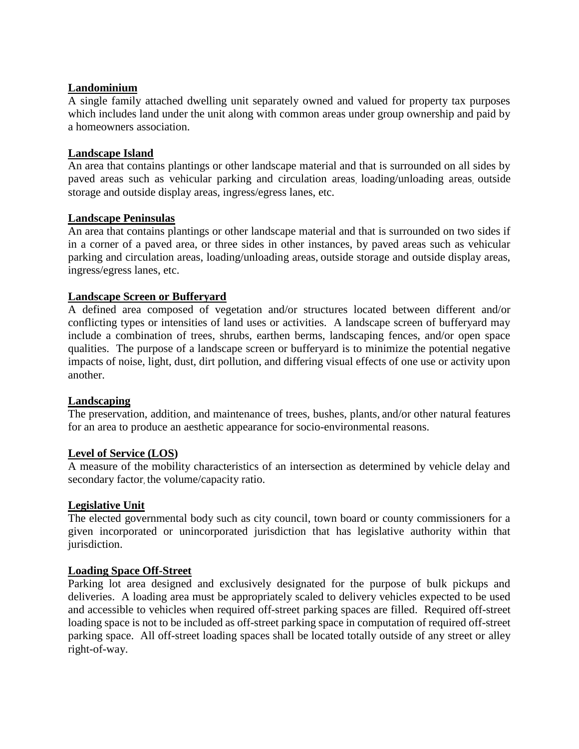**Landominium**
A single family attached dwelling unit separately owned and valued for property tax purposes which includes land under the unit along with common areas under group ownership and paid by a homeowners association.

**Landscape Island**
An area that contains plantings or other landscape material and that is surrounded on all sides by paved areas such as vehicular parking and circulation areas, loading/unloading areas, outside storage and outside display areas, ingress/egress lanes, etc.

**Landscape Peninsulas**
An area that contains plantings or other landscape material and that is surrounded on two sides if in a corner of a paved area, or three sides in other instances, by paved areas such as vehicular parking and circulation areas, loading/unloading areas, outside storage and outside display areas, ingress/egress lanes, etc.

**Landscape Screen or Bufferyard**
A defined area composed of vegetation and/or structures located between different and/or conflicting types or intensities of land uses or activities. A landscape screen of bufferyard may include a combination of trees, shrubs, earthen berms, landscaping fences, and/or open space qualities. The purpose of a landscape screen or bufferyard is to minimize the potential negative impacts of noise, light, dust, dirt pollution, and differing visual effects of one use or activity upon another.

**Landscaping**
The preservation, addition, and maintenance of trees, bushes, plants, and/or other natural features for an area to produce an aesthetic appearance for socio-environmental reasons.

**Level of Service (LOS)**
A measure of the mobility characteristics of an intersection as determined by vehicle delay and secondary factor, the volume/capacity ratio.

**Legislative Unit**
The elected governmental body such as city council, town board or county commissioners for a given incorporated or unincorporated jurisdiction that has legislative authority within that jurisdiction.

**Loading Space Off-Street**
Parking lot area designed and exclusively designated for the purpose of bulk pickups and deliveries. A loading area must be appropriately scaled to delivery vehicles expected to be used and accessible to vehicles when required off-street parking spaces are filled. Required off-street loading space is not to be included as off-street parking space in computation of required off-street parking space. All off-street loading spaces shall be located totally outside of any street or alley right-of-way.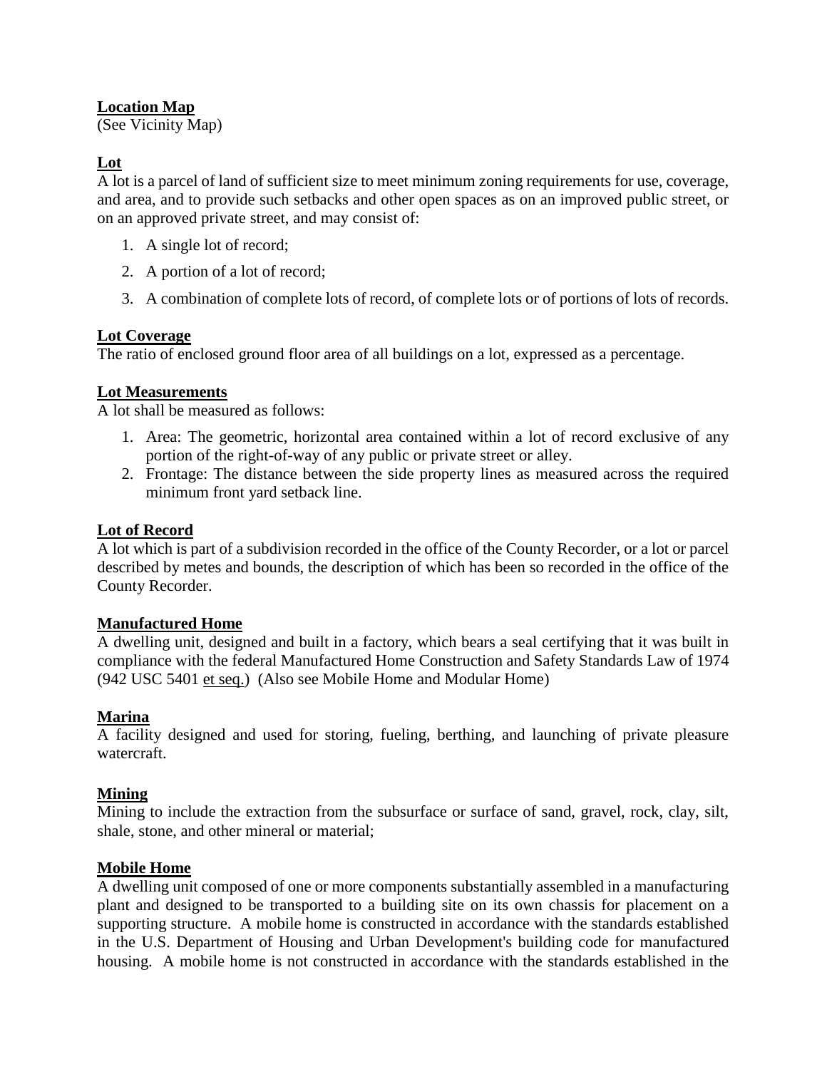**Location Map**
(See Vicinity Map)

**Lot**
A lot is a parcel of land of sufficient size to meet minimum zoning requirements for use, coverage, and area, and to provide such setbacks and other open spaces as on an improved public street, or on an approved private street, and may consist of:

1. A single lot of record;
2. A portion of a lot of record;
3. A combination of complete lots of record, of complete lots or of portions of lots of records.

**Lot Coverage**
The ratio of enclosed ground floor area of all buildings on a lot, expressed as a percentage.

**Lot Measurements**
A lot shall be measured as follows:

1. Area: The geometric, horizontal area contained within a lot of record exclusive of any portion of the right-of-way of any public or private street or alley.
2. Frontage: The distance between the side property lines as measured across the required minimum front yard setback line.

**Lot of Record**
A lot which is part of a subdivision recorded in the office of the County Recorder, or a lot or parcel described by metes and bounds, the description of which has been so recorded in the office of the County Recorder.

**Manufactured Home**
A dwelling unit, designed and built in a factory, which bears a seal certifying that it was built in compliance with the federal Manufactured Home Construction and Safety Standards Law of 1974 (942 USC 5401 et seq.) (Also see Mobile Home and Modular Home)

**Marina**
A facility designed and used for storing, fueling, berthing, and launching of private pleasure watercraft.

**Mining**
Mining to include the extraction from the subsurface or surface of sand, gravel, rock, clay, silt, shale, stone, and other mineral or material;

**Mobile Home**
A dwelling unit composed of one or more components substantially assembled in a manufacturing plant and designed to be transported to a building site on its own chassis for placement on a supporting structure. A mobile home is constructed in accordance with the standards established in the U.S. Department of Housing and Urban Development's building code for manufactured housing. A mobile home is not constructed in accordance with the standards established in the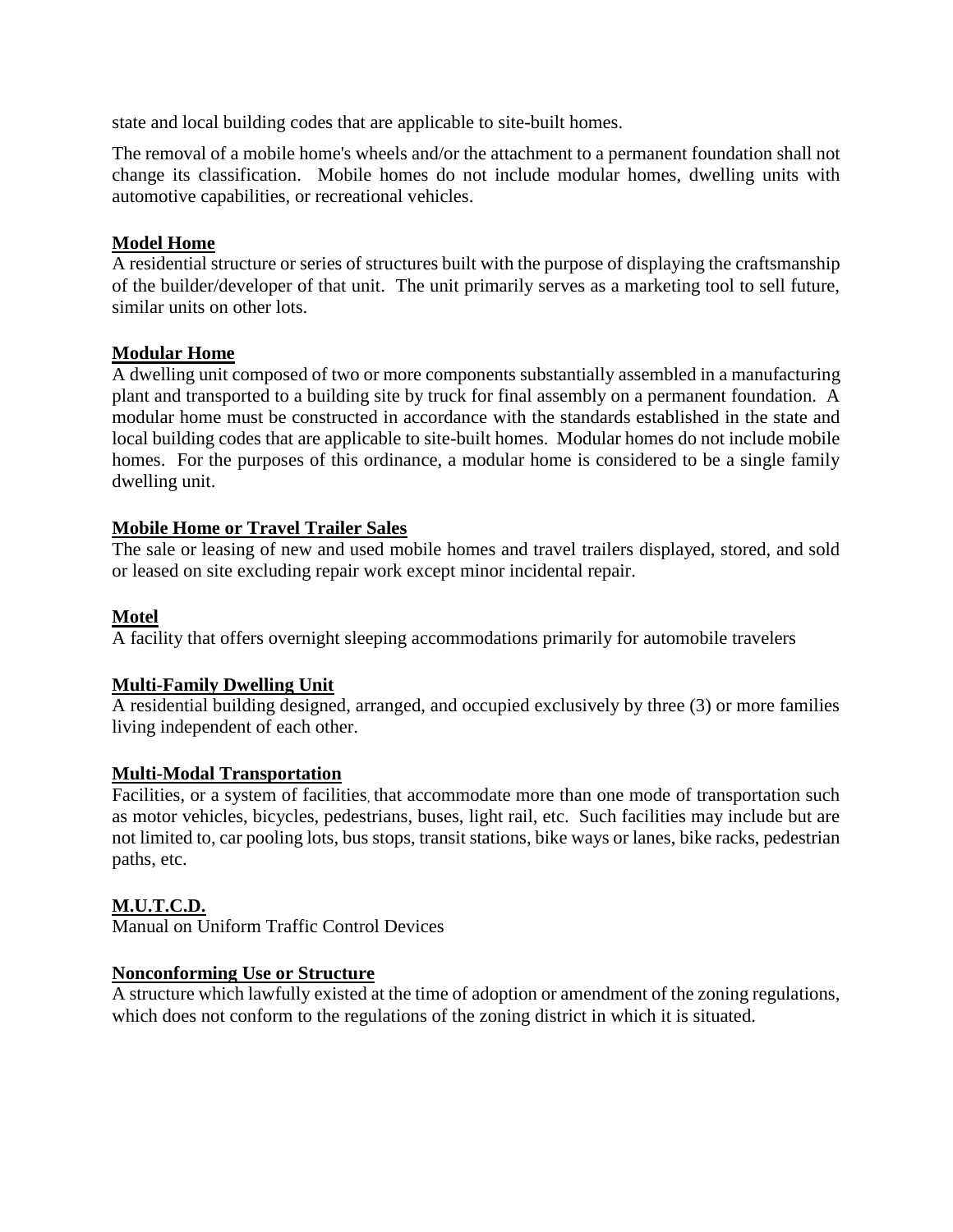state and local building codes that are applicable to site-built homes.

The removal of a mobile home's wheels and/or the attachment to a permanent foundation shall not change its classification. Mobile homes do not include modular homes, dwelling units with automotive capabilities, or recreational vehicles.

**Model Home**
A residential structure or series of structures built with the purpose of displaying the craftsmanship of the builder/developer of that unit. The unit primarily serves as a marketing tool to sell future, similar units on other lots.

**Modular Home**
A dwelling unit composed of two or more components substantially assembled in a manufacturing plant and transported to a building site by truck for final assembly on a permanent foundation. A modular home must be constructed in accordance with the standards established in the state and local building codes that are applicable to site-built homes. Modular homes do not include mobile homes. For the purposes of this ordinance, a modular home is considered to be a single family dwelling unit.

**Mobile Home or Travel Trailer Sales**
The sale or leasing of new and used mobile homes and travel trailers displayed, stored, and sold or leased on site excluding repair work except minor incidental repair.

**Motel**
A facility that offers overnight sleeping accommodations primarily for automobile travelers

**Multi-Family Dwelling Unit**
A residential building designed, arranged, and occupied exclusively by three (3) or more families living independent of each other.

**Multi-Modal Transportation**
Facilities, or a system of facilities, that accommodate more than one mode of transportation such as motor vehicles, bicycles, pedestrians, buses, light rail, etc. Such facilities may include but are not limited to, car pooling lots, bus stops, transit stations, bike ways or lanes, bike racks, pedestrian paths, etc.

**M.U.T.C.D.**
Manual on Uniform Traffic Control Devices

**Nonconforming Use or Structure**
A structure which lawfully existed at the time of adoption or amendment of the zoning regulations, which does not conform to the regulations of the zoning district in which it is situated.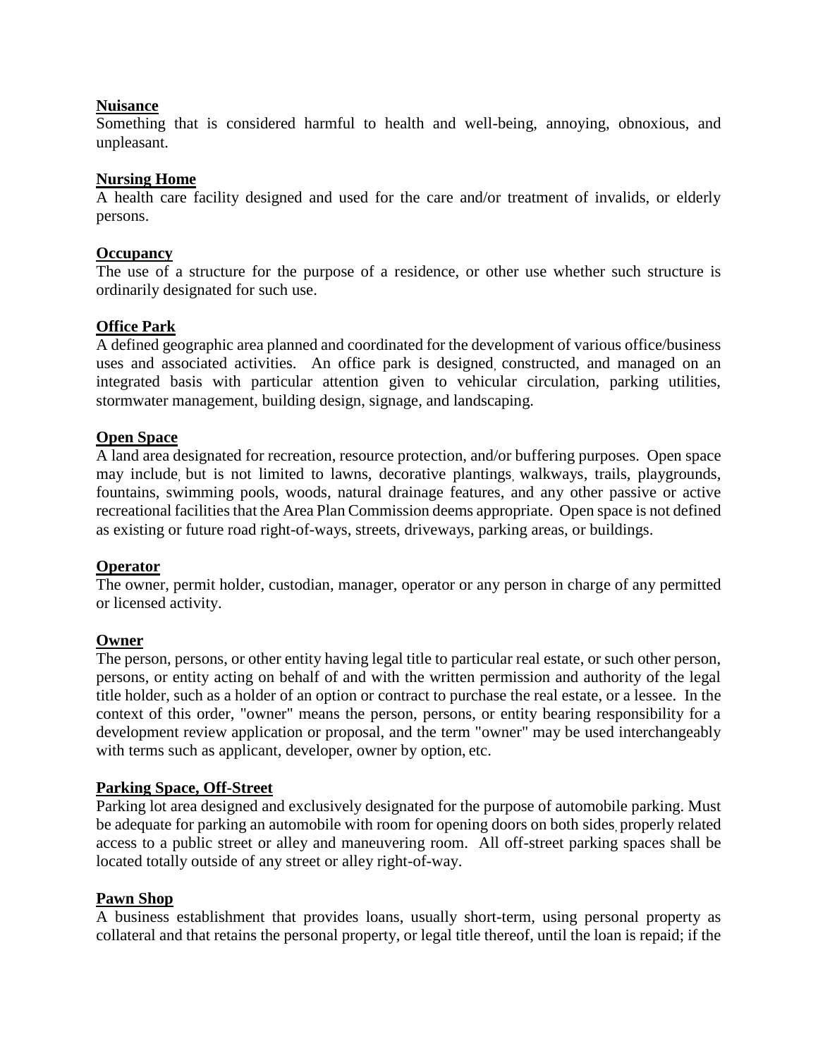**Nuisance**
Something that is considered harmful to health and well-being, annoying, obnoxious, and unpleasant.

**Nursing Home**
A health care facility designed and used for the care and/or treatment of invalids, or elderly persons.

**Occupancy**
The use of a structure for the purpose of a residence, or other use whether such structure is ordinarily designated for such use.

**Office Park**
A defined geographic area planned and coordinated for the development of various office/business uses and associated activities. An office park is designed, constructed, and managed on an integrated basis with particular attention given to vehicular circulation, parking utilities, stormwater management, building design, signage, and landscaping.

**Open Space**
A land area designated for recreation, resource protection, and/or buffering purposes. Open space may include, but is not limited to lawns, decorative plantings, walkways, trails, playgrounds, fountains, swimming pools, woods, natural drainage features, and any other passive or active recreational facilities that the Area Plan Commission deems appropriate. Open space is not defined as existing or future road right-of-ways, streets, driveways, parking areas, or buildings.

**Operator**
The owner, permit holder, custodian, manager, operator or any person in charge of any permitted or licensed activity.

**Owner**
The person, persons, or other entity having legal title to particular real estate, or such other person, persons, or entity acting on behalf of and with the written permission and authority of the legal title holder, such as a holder of an option or contract to purchase the real estate, or a lessee. In the context of this order, "owner" means the person, persons, or entity bearing responsibility for a development review application or proposal, and the term "owner" may be used interchangeably with terms such as applicant, developer, owner by option, etc.

**Parking Space, Off-Street**
Parking lot area designed and exclusively designated for the purpose of automobile parking. Must be adequate for parking an automobile with room for opening doors on both sides, properly related access to a public street or alley and maneuvering room. All off-street parking spaces shall be located totally outside of any street or alley right-of-way.

**Pawn Shop**
A business establishment that provides loans, usually short-term, using personal property as collateral and that retains the personal property, or legal title thereof, until the loan is repaid; if the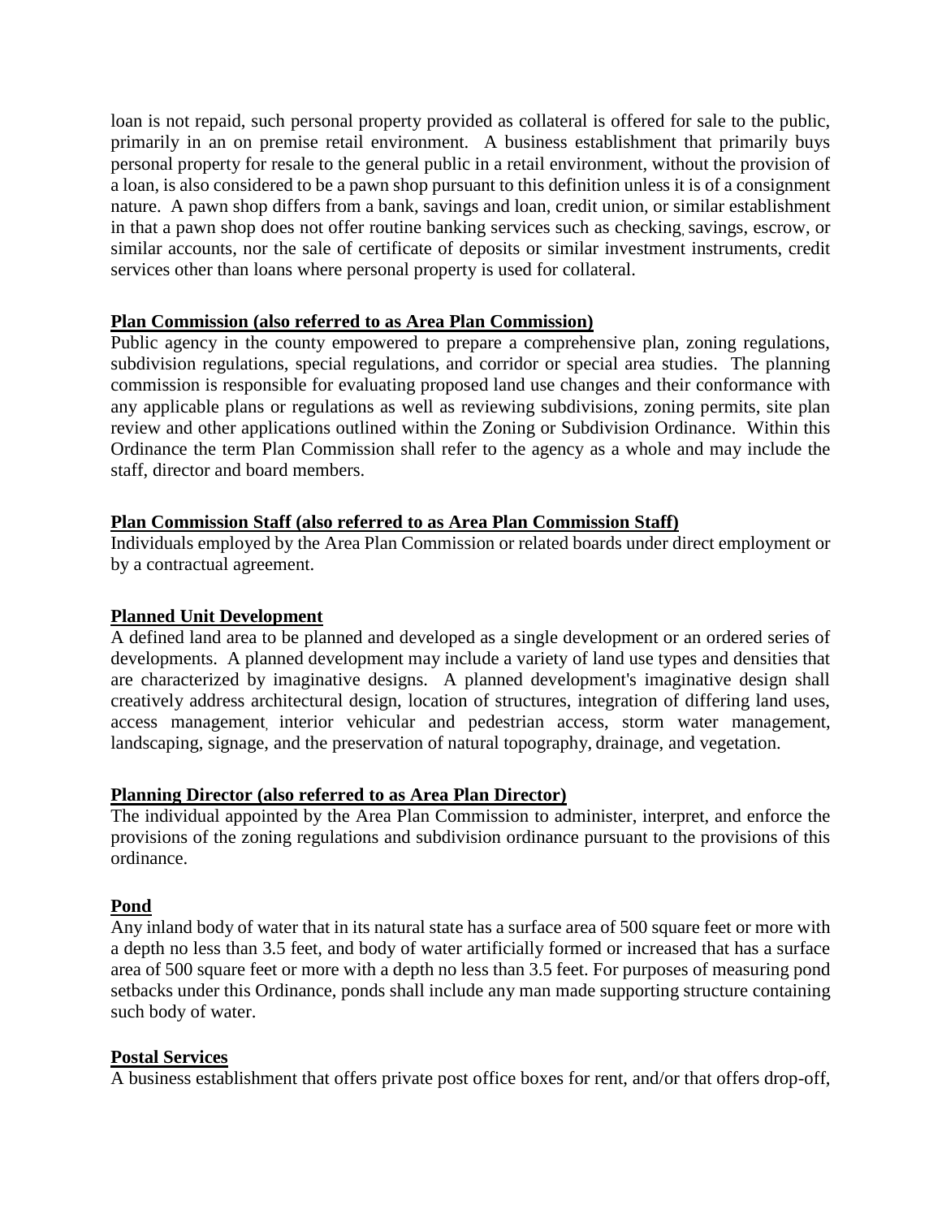loan is not repaid, such personal property provided as collateral is offered for sale to the public, primarily in an on premise retail environment. A business establishment that primarily buys personal property for resale to the general public in a retail environment, without the provision of a loan, is also considered to be a pawn shop pursuant to this definition unless it is of a consignment nature. A pawn shop differs from a bank, savings and loan, credit union, or similar establishment in that a pawn shop does not offer routine banking services such as checking, savings, escrow, or similar accounts, nor the sale of certificate of deposits or similar investment instruments, credit services other than loans where personal property is used for collateral.

**Plan Commission (also referred to as Area Plan Commission)**

Public agency in the county empowered to prepare a comprehensive plan, zoning regulations, subdivision regulations, special regulations, and corridor or special area studies. The planning commission is responsible for evaluating proposed land use changes and their conformance with any applicable plans or regulations as well as reviewing subdivisions, zoning permits, site plan review and other applications outlined within the Zoning or Subdivision Ordinance. Within this Ordinance the term Plan Commission shall refer to the agency as a whole and may include the staff, director and board members.

**Plan Commission Staff (also referred to as Area Plan Commission Staff)**

Individuals employed by the Area Plan Commission or related boards under direct employment or by a contractual agreement.

**Planned Unit Development**

A defined land area to be planned and developed as a single development or an ordered series of developments. A planned development may include a variety of land use types and densities that are characterized by imaginative designs. A planned development's imaginative design shall creatively address architectural design, location of structures, integration of differing land uses, access management, interior vehicular and pedestrian access, storm water management, landscaping, signage, and the preservation of natural topography, drainage, and vegetation.

**Planning Director (also referred to as Area Plan Director)**

The individual appointed by the Area Plan Commission to administer, interpret, and enforce the provisions of the zoning regulations and subdivision ordinance pursuant to the provisions of this ordinance.

**Pond**

Any inland body of water that in its natural state has a surface area of 500 square feet or more with a depth no less than 3.5 feet, and body of water artificially formed or increased that has a surface area of 500 square feet or more with a depth no less than 3.5 feet. For purposes of measuring pond setbacks under this Ordinance, ponds shall include any man made supporting structure containing such body of water.

**Postal Services**

A business establishment that offers private post office boxes for rent, and/or that offers drop-off,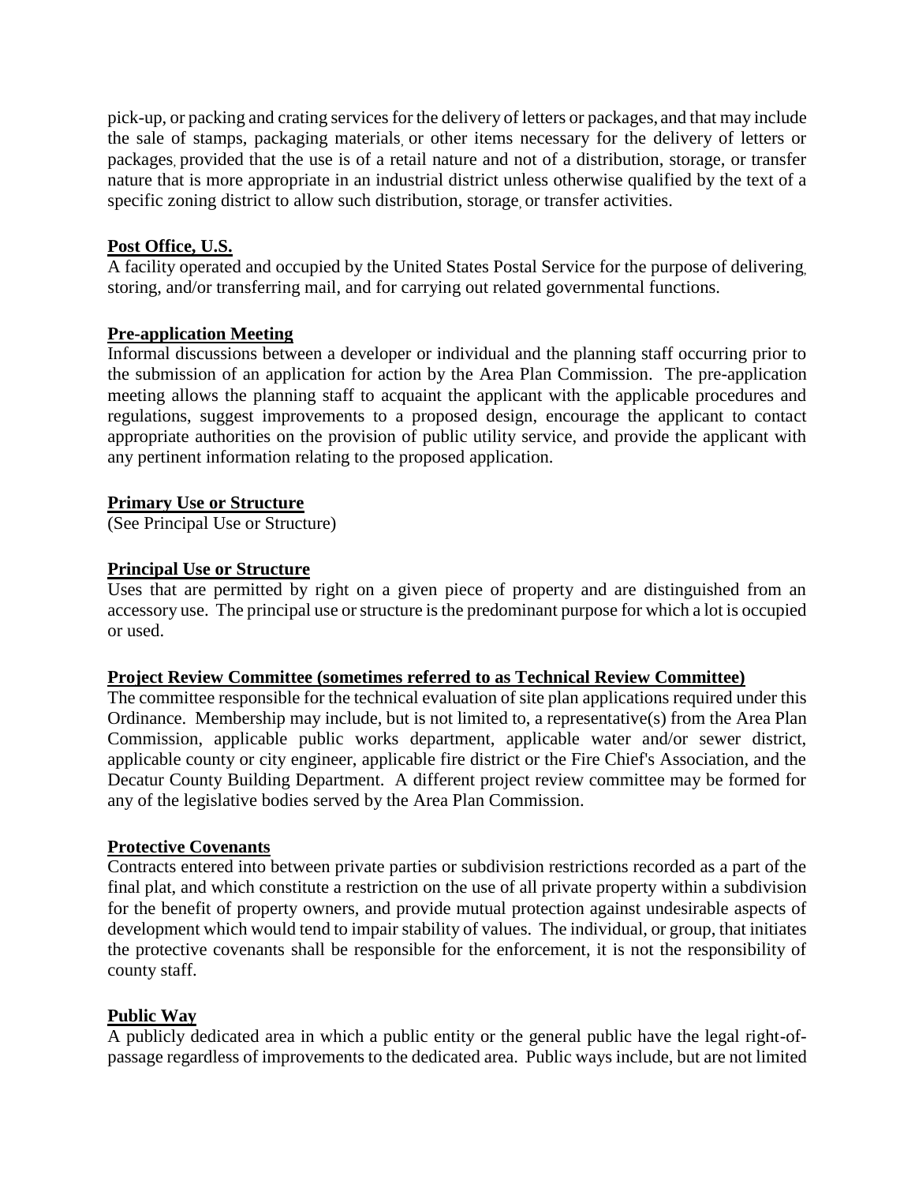pick-up, or packing and crating services for the delivery of letters or packages, and that may include the sale of stamps, packaging materials, or other items necessary for the delivery of letters or packages, provided that the use is of a retail nature and not of a distribution, storage, or transfer nature that is more appropriate in an industrial district unless otherwise qualified by the text of a specific zoning district to allow such distribution, storage, or transfer activities.

**Post Office, U.S.**

A facility operated and occupied by the United States Postal Service for the purpose of delivering, storing, and/or transferring mail, and for carrying out related governmental functions.

**Pre-application Meeting**

Informal discussions between a developer or individual and the planning staff occurring prior to the submission of an application for action by the Area Plan Commission. The pre-application meeting allows the planning staff to acquaint the applicant with the applicable procedures and regulations, suggest improvements to a proposed design, encourage the applicant to contact appropriate authorities on the provision of public utility service, and provide the applicant with any pertinent information relating to the proposed application.

**Primary Use or Structure**

(See Principal Use or Structure)

**Principal Use or Structure**

Uses that are permitted by right on a given piece of property and are distinguished from an accessory use. The principal use or structure is the predominant purpose for which a lot is occupied or used.

**Project Review Committee (sometimes referred to as Technical Review Committee)**

The committee responsible for the technical evaluation of site plan applications required under this Ordinance. Membership may include, but is not limited to, a representative(s) from the Area Plan Commission, applicable public works department, applicable water and/or sewer district, applicable county or city engineer, applicable fire district or the Fire Chief's Association, and the Decatur County Building Department. A different project review committee may be formed for any of the legislative bodies served by the Area Plan Commission.

**Protective Covenants**

Contracts entered into between private parties or subdivision restrictions recorded as a part of the final plat, and which constitute a restriction on the use of all private property within a subdivision for the benefit of property owners, and provide mutual protection against undesirable aspects of development which would tend to impair stability of values. The individual, or group, that initiates the protective covenants shall be responsible for the enforcement, it is not the responsibility of county staff.

**Public Way**

A publicly dedicated area in which a public entity or the general public have the legal right-of-passage regardless of improvements to the dedicated area. Public ways include, but are not limited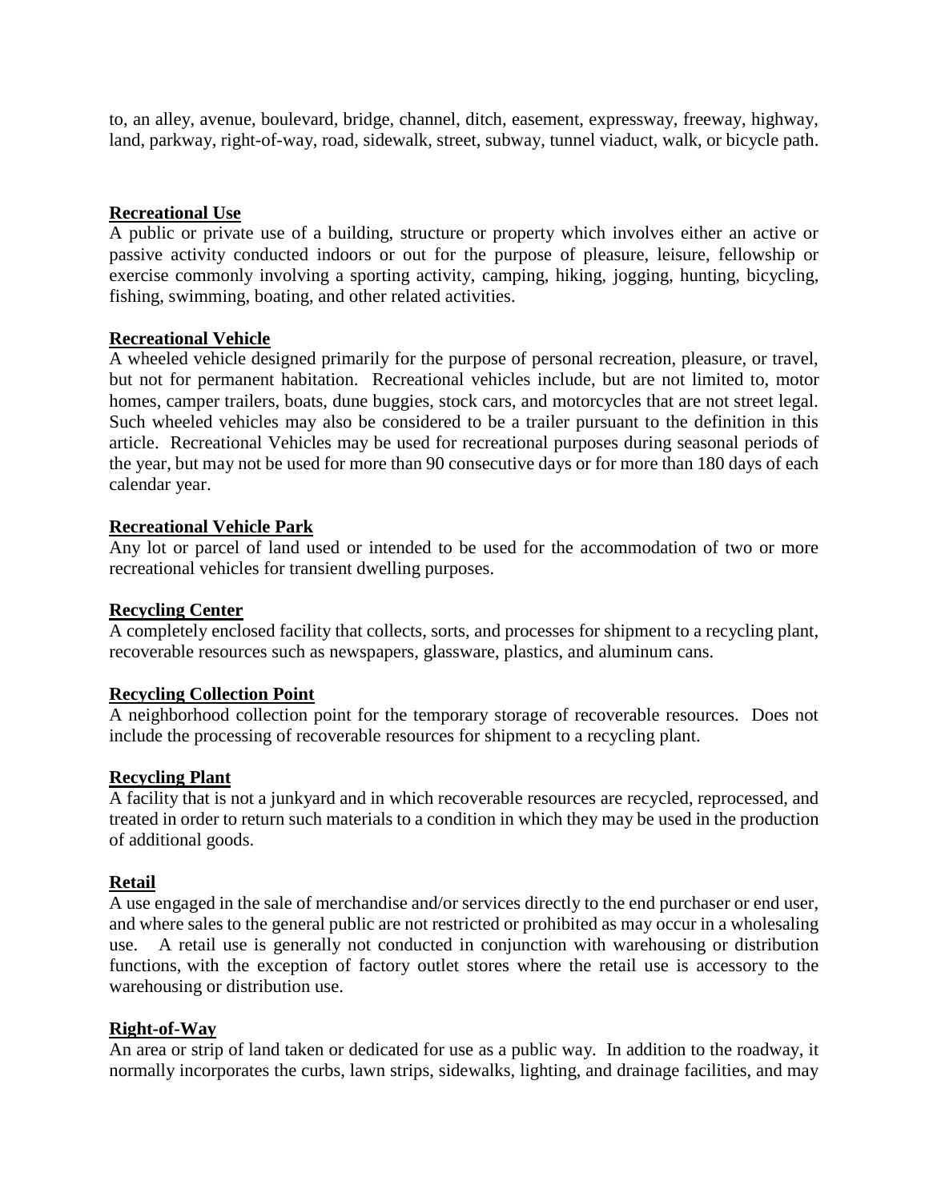to, an alley, avenue, boulevard, bridge, channel, ditch, easement, expressway, freeway, highway, land, parkway, right-of-way, road, sidewalk, street, subway, tunnel viaduct, walk, or bicycle path.

**Recreational Use**

A public or private use of a building, structure or property which involves either an active or passive activity conducted indoors or out for the purpose of pleasure, leisure, fellowship or exercise commonly involving a sporting activity, camping, hiking, jogging, hunting, bicycling, fishing, swimming, boating, and other related activities.

**Recreational Vehicle**

A wheeled vehicle designed primarily for the purpose of personal recreation, pleasure, or travel, but not for permanent habitation. Recreational vehicles include, but are not limited to, motor homes, camper trailers, boats, dune buggies, stock cars, and motorcycles that are not street legal. Such wheeled vehicles may also be considered to be a trailer pursuant to the definition in this article. Recreational Vehicles may be used for recreational purposes during seasonal periods of the year, but may not be used for more than 90 consecutive days or for more than 180 days of each calendar year.

**Recreational Vehicle Park**

Any lot or parcel of land used or intended to be used for the accommodation of two or more recreational vehicles for transient dwelling purposes.

**Recycling Center**

A completely enclosed facility that collects, sorts, and processes for shipment to a recycling plant, recoverable resources such as newspapers, glassware, plastics, and aluminum cans.

**Recycling Collection Point**

A neighborhood collection point for the temporary storage of recoverable resources. Does not include the processing of recoverable resources for shipment to a recycling plant.

**Recycling Plant**

A facility that is not a junkyard and in which recoverable resources are recycled, reprocessed, and treated in order to return such materials to a condition in which they may be used in the production of additional goods.

**Retail**

A use engaged in the sale of merchandise and/or services directly to the end purchaser or end user, and where sales to the general public are not restricted or prohibited as may occur in a wholesaling use. A retail use is generally not conducted in conjunction with warehousing or distribution functions, with the exception of factory outlet stores where the retail use is accessory to the warehousing or distribution use.

**Right-of-Way**

An area or strip of land taken or dedicated for use as a public way. In addition to the roadway, it normally incorporates the curbs, lawn strips, sidewalks, lighting, and drainage facilities, and may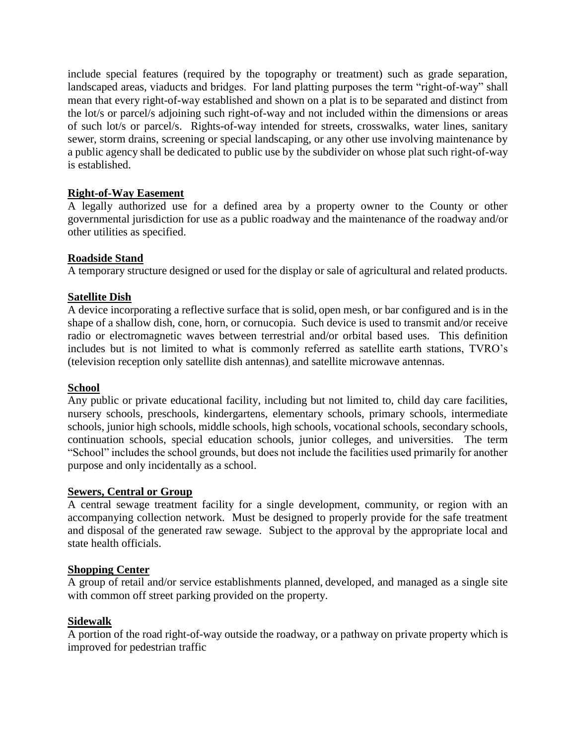include special features (required by the topography or treatment) such as grade separation, landscaped areas, viaducts and bridges. For land platting purposes the term "right-of-way" shall mean that every right-of-way established and shown on a plat is to be separated and distinct from the lot/s or parcel/s adjoining such right-of-way and not included within the dimensions or areas of such lot/s or parcel/s. Rights-of-way intended for streets, crosswalks, water lines, sanitary sewer, storm drains, screening or special landscaping, or any other use involving maintenance by a public agency shall be dedicated to public use by the subdivider on whose plat such right-of-way is established.

**Right-of-Way Easement**
A legally authorized use for a defined area by a property owner to the County or other governmental jurisdiction for use as a public roadway and the maintenance of the roadway and/or other utilities as specified.

**Roadside Stand**
A temporary structure designed or used for the display or sale of agricultural and related products.

**Satellite Dish**
A device incorporating a reflective surface that is solid, open mesh, or bar configured and is in the shape of a shallow dish, cone, horn, or cornucopia. Such device is used to transmit and/or receive radio or electromagnetic waves between terrestrial and/or orbital based uses. This definition includes but is not limited to what is commonly referred as satellite earth stations, TVRO's (television reception only satellite dish antennas), and satellite microwave antennas.

**School**
Any public or private educational facility, including but not limited to, child day care facilities, nursery schools, preschools, kindergartens, elementary schools, primary schools, intermediate schools, junior high schools, middle schools, high schools, vocational schools, secondary schools, continuation schools, special education schools, junior colleges, and universities. The term "School" includes the school grounds, but does not include the facilities used primarily for another purpose and only incidentally as a school.

**Sewers, Central or Group**
A central sewage treatment facility for a single development, community, or region with an accompanying collection network. Must be designed to properly provide for the safe treatment and disposal of the generated raw sewage. Subject to the approval by the appropriate local and state health officials.

**Shopping Center**
A group of retail and/or service establishments planned, developed, and managed as a single site with common off street parking provided on the property.

**Sidewalk**
A portion of the road right-of-way outside the roadway, or a pathway on private property which is improved for pedestrian traffic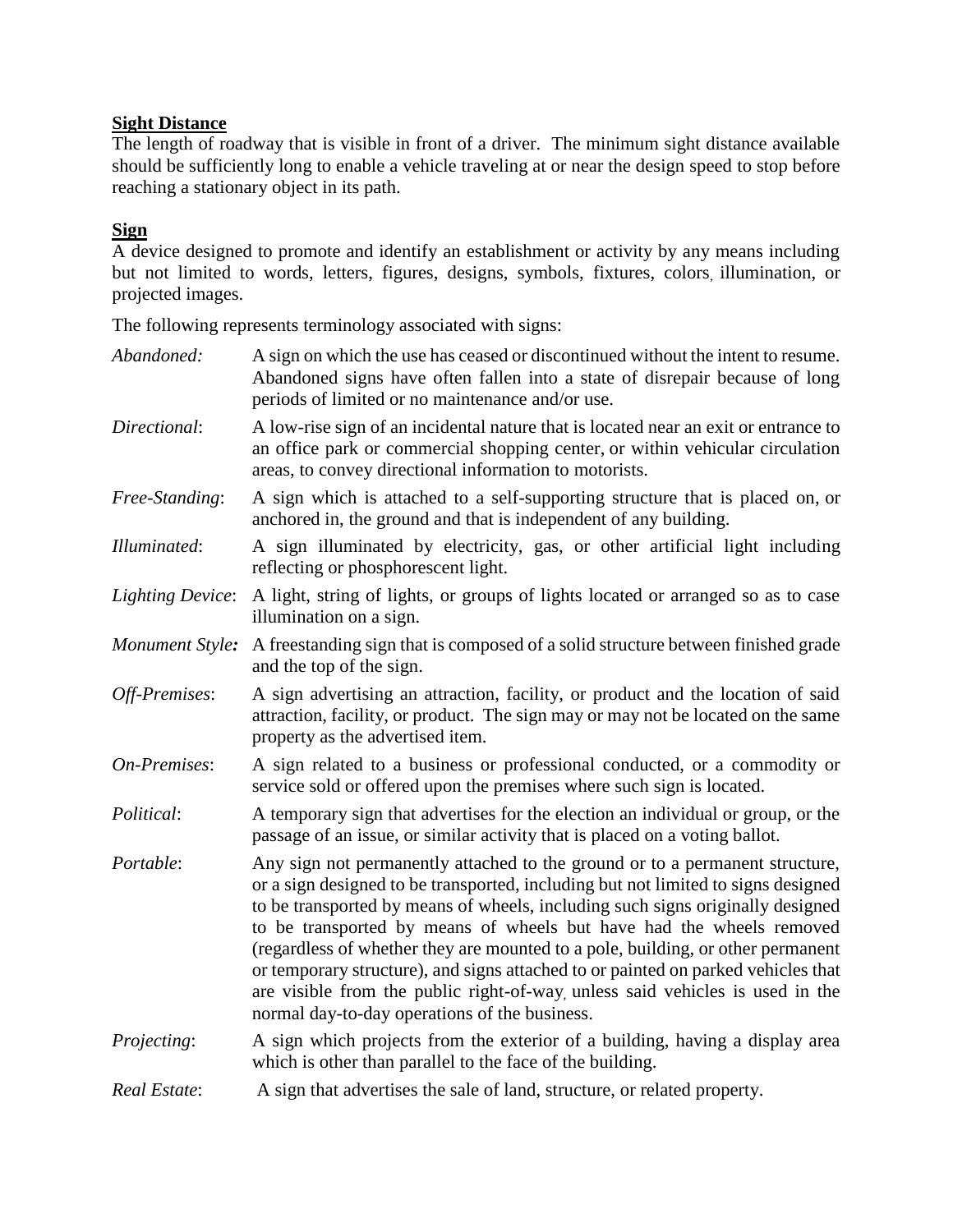**Sight Distance**

The length of roadway that is visible in front of a driver. The minimum sight distance available should be sufficiently long to enable a vehicle traveling at or near the design speed to stop before reaching a stationary object in its path.

**Sign**

A device designed to promote and identify an establishment or activity by any means including but not limited to words, letters, figures, designs, symbols, fixtures, colors, illumination, or projected images.

The following represents terminology associated with signs:

*Abandoned:* A sign on which the use has ceased or discontinued without the intent to resume. Abandoned signs have often fallen into a state of disrepair because of long periods of limited or no maintenance and/or use.

*Directional*: A low-rise sign of an incidental nature that is located near an exit or entrance to an office park or commercial shopping center, or within vehicular circulation areas, to convey directional information to motorists.

*Free-Standing*: A sign which is attached to a self-supporting structure that is placed on, or anchored in, the ground and that is independent of any building.

*Illuminated*: A sign illuminated by electricity, gas, or other artificial light including reflecting or phosphorescent light.

*Lighting Device*: A light, string of lights, or groups of lights located or arranged so as to case illumination on a sign.

*Monument Style:* A freestanding sign that is composed of a solid structure between finished grade and the top of the sign.

*Off-Premises*: A sign advertising an attraction, facility, or product and the location of said attraction, facility, or product. The sign may or may not be located on the same property as the advertised item.

*On-Premises*: A sign related to a business or professional conducted, or a commodity or service sold or offered upon the premises where such sign is located.

*Political*: A temporary sign that advertises for the election an individual or group, or the passage of an issue, or similar activity that is placed on a voting ballot.

*Portable*: Any sign not permanently attached to the ground or to a permanent structure, or a sign designed to be transported, including but not limited to signs designed to be transported by means of wheels, including such signs originally designed to be transported by means of wheels but have had the wheels removed (regardless of whether they are mounted to a pole, building, or other permanent or temporary structure), and signs attached to or painted on parked vehicles that are visible from the public right-of-way, unless said vehicles is used in the normal day-to-day operations of the business.

*Projecting*: A sign which projects from the exterior of a building, having a display area which is other than parallel to the face of the building.

*Real Estate*: A sign that advertises the sale of land, structure, or related property.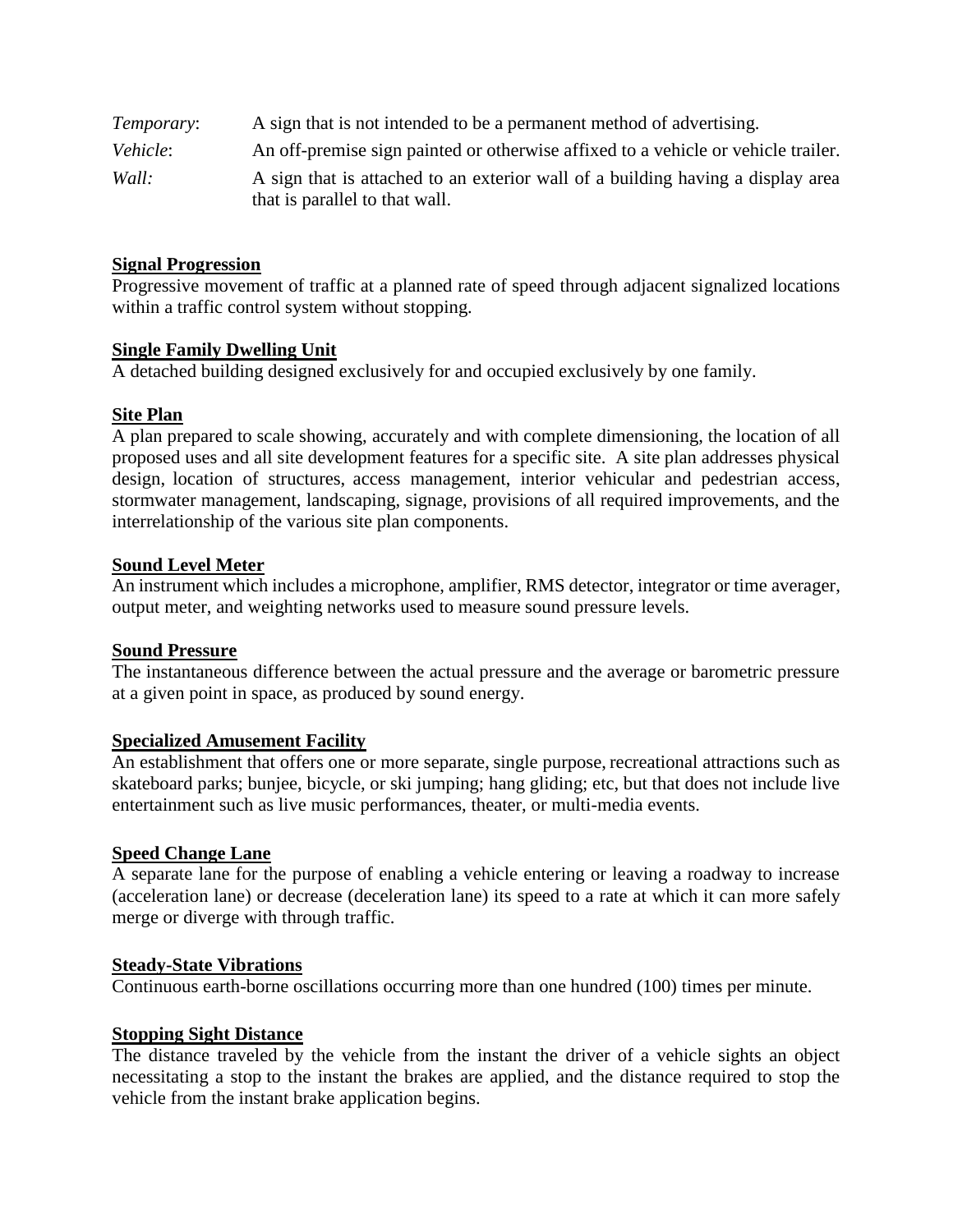| | |
|---|---|
| *Temporary*: | A sign that is not intended to be a permanent method of advertising. |
| *Vehicle*: | An off-premise sign painted or otherwise affixed to a vehicle or vehicle trailer. |
| *Wall:* | A sign that is attached to an exterior wall of a building having a display area that is parallel to that wall. |

**Signal Progression**

Progressive movement of traffic at a planned rate of speed through adjacent signalized locations within a traffic control system without stopping.

**Single Family Dwelling Unit**

A detached building designed exclusively for and occupied exclusively by one family.

**Site Plan**

A plan prepared to scale showing, accurately and with complete dimensioning, the location of all proposed uses and all site development features for a specific site. A site plan addresses physical design, location of structures, access management, interior vehicular and pedestrian access, stormwater management, landscaping, signage, provisions of all required improvements, and the interrelationship of the various site plan components.

**Sound Level Meter**

An instrument which includes a microphone, amplifier, RMS detector, integrator or time averager, output meter, and weighting networks used to measure sound pressure levels.

**Sound Pressure**

The instantaneous difference between the actual pressure and the average or barometric pressure at a given point in space, as produced by sound energy.

**Specialized Amusement Facility**

An establishment that offers one or more separate, single purpose, recreational attractions such as skateboard parks; bunjee, bicycle, or ski jumping; hang gliding; etc, but that does not include live entertainment such as live music performances, theater, or multi-media events.

**Speed Change Lane**

A separate lane for the purpose of enabling a vehicle entering or leaving a roadway to increase (acceleration lane) or decrease (deceleration lane) its speed to a rate at which it can more safely merge or diverge with through traffic.

**Steady-State Vibrations**

Continuous earth-borne oscillations occurring more than one hundred (100) times per minute.

**Stopping Sight Distance**

The distance traveled by the vehicle from the instant the driver of a vehicle sights an object necessitating a stop to the instant the brakes are applied, and the distance required to stop the vehicle from the instant brake application begins.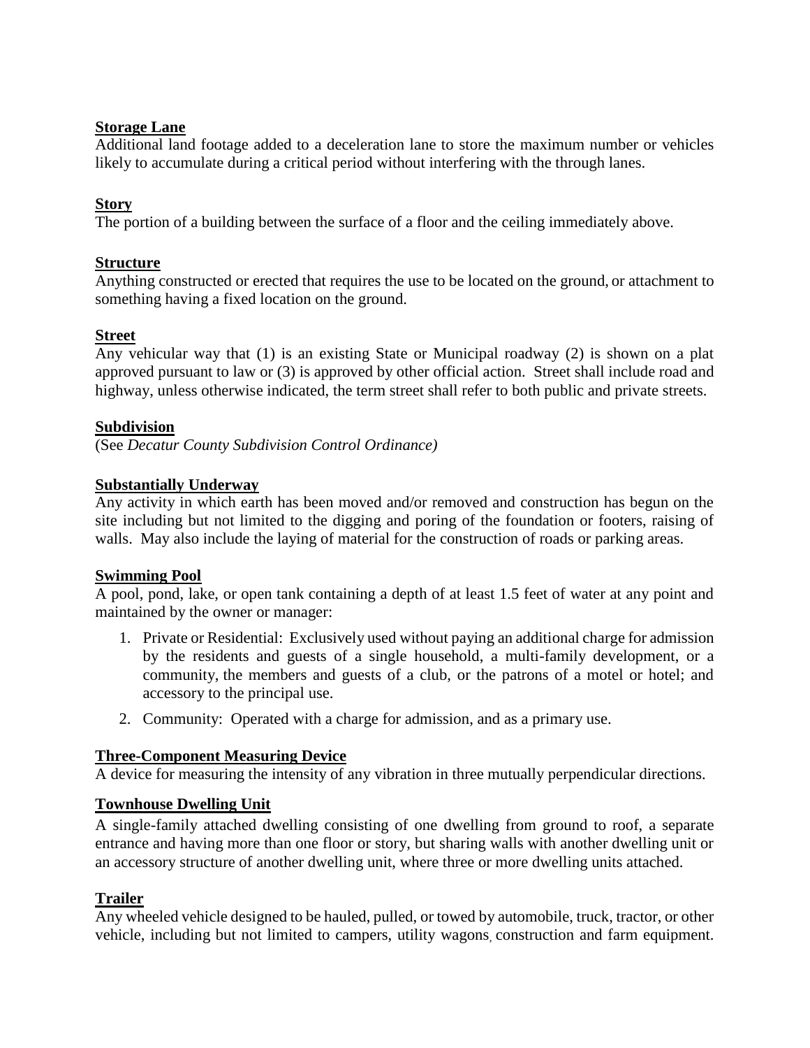**Storage Lane**

Additional land footage added to a deceleration lane to store the maximum number or vehicles likely to accumulate during a critical period without interfering with the through lanes.

**Story**

The portion of a building between the surface of a floor and the ceiling immediately above.

**Structure**

Anything constructed or erected that requires the use to be located on the ground, or attachment to something having a fixed location on the ground.

**Street**

Any vehicular way that (1) is an existing State or Municipal roadway (2) is shown on a plat approved pursuant to law or (3) is approved by other official action. Street shall include road and highway, unless otherwise indicated, the term street shall refer to both public and private streets.

**Subdivision**

(See *Decatur County Subdivision Control Ordinance)*

**Substantially Underway**

Any activity in which earth has been moved and/or removed and construction has begun on the site including but not limited to the digging and poring of the foundation or footers, raising of walls. May also include the laying of material for the construction of roads or parking areas.

**Swimming Pool**

A pool, pond, lake, or open tank containing a depth of at least 1.5 feet of water at any point and maintained by the owner or manager:

1. Private or Residential: Exclusively used without paying an additional charge for admission by the residents and guests of a single household, a multi-family development, or a community, the members and guests of a club, or the patrons of a motel or hotel; and accessory to the principal use.
2. Community: Operated with a charge for admission, and as a primary use.

**Three-Component Measuring Device**

A device for measuring the intensity of any vibration in three mutually perpendicular directions.

**Townhouse Dwelling Unit**

A single-family attached dwelling consisting of one dwelling from ground to roof, a separate entrance and having more than one floor or story, but sharing walls with another dwelling unit or an accessory structure of another dwelling unit, where three or more dwelling units attached.

**Trailer**

Any wheeled vehicle designed to be hauled, pulled, or towed by automobile, truck, tractor, or other vehicle, including but not limited to campers, utility wagons, construction and farm equipment.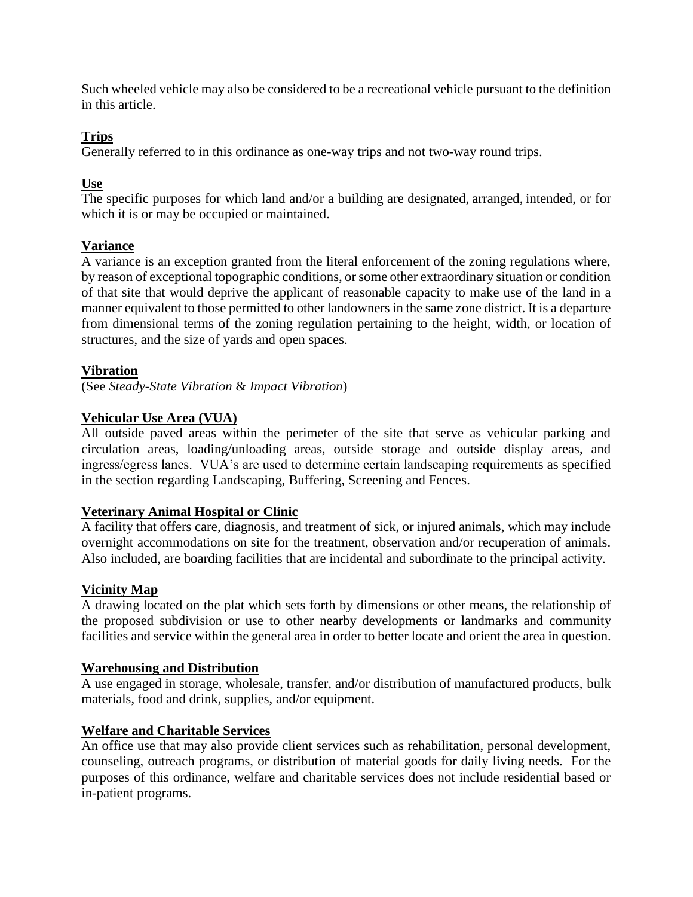Such wheeled vehicle may also be considered to be a recreational vehicle pursuant to the definition in this article.

**Trips**

Generally referred to in this ordinance as one-way trips and not two-way round trips.

**Use**

The specific purposes for which land and/or a building are designated, arranged, intended, or for which it is or may be occupied or maintained.

**Variance**

A variance is an exception granted from the literal enforcement of the zoning regulations where, by reason of exceptional topographic conditions, or some other extraordinary situation or condition of that site that would deprive the applicant of reasonable capacity to make use of the land in a manner equivalent to those permitted to other landowners in the same zone district. It is a departure from dimensional terms of the zoning regulation pertaining to the height, width, or location of structures, and the size of yards and open spaces.

**Vibration**

(See *Steady-State Vibration* & *Impact Vibration*)

**Vehicular Use Area (VUA)**

All outside paved areas within the perimeter of the site that serve as vehicular parking and circulation areas, loading/unloading areas, outside storage and outside display areas, and ingress/egress lanes. VUA's are used to determine certain landscaping requirements as specified in the section regarding Landscaping, Buffering, Screening and Fences.

**Veterinary Animal Hospital or Clinic**

A facility that offers care, diagnosis, and treatment of sick, or injured animals, which may include overnight accommodations on site for the treatment, observation and/or recuperation of animals. Also included, are boarding facilities that are incidental and subordinate to the principal activity.

**Vicinity Map**

A drawing located on the plat which sets forth by dimensions or other means, the relationship of the proposed subdivision or use to other nearby developments or landmarks and community facilities and service within the general area in order to better locate and orient the area in question.

**Warehousing and Distribution**

A use engaged in storage, wholesale, transfer, and/or distribution of manufactured products, bulk materials, food and drink, supplies, and/or equipment.

**Welfare and Charitable Services**

An office use that may also provide client services such as rehabilitation, personal development, counseling, outreach programs, or distribution of material goods for daily living needs. For the purposes of this ordinance, welfare and charitable services does not include residential based or in-patient programs.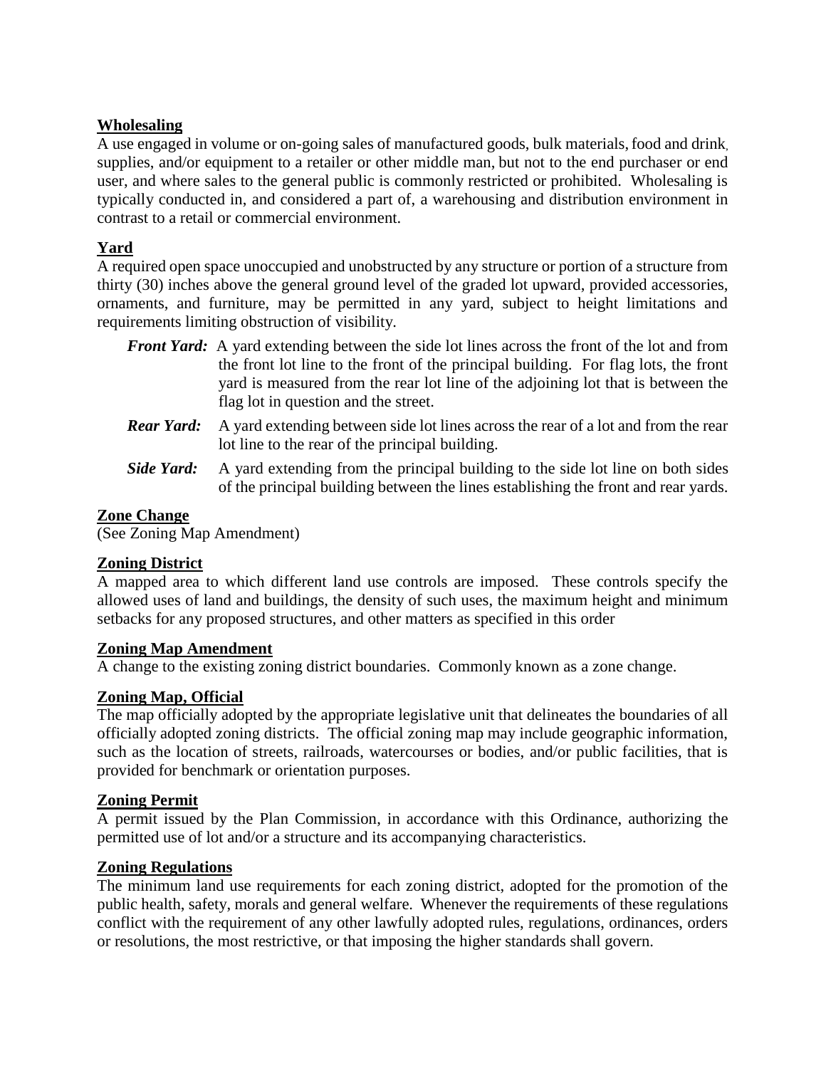**Wholesaling**

A use engaged in volume or on-going sales of manufactured goods, bulk materials, food and drink, supplies, and/or equipment to a retailer or other middle man, but not to the end purchaser or end user, and where sales to the general public is commonly restricted or prohibited. Wholesaling is typically conducted in, and considered a part of, a warehousing and distribution environment in contrast to a retail or commercial environment.

**Yard**

A required open space unoccupied and unobstructed by any structure or portion of a structure from thirty (30) inches above the general ground level of the graded lot upward, provided accessories, ornaments, and furniture, may be permitted in any yard, subject to height limitations and requirements limiting obstruction of visibility.

***Front Yard:*** A yard extending between the side lot lines across the front of the lot and from the front lot line to the front of the principal building. For flag lots, the front yard is measured from the rear lot line of the adjoining lot that is between the flag lot in question and the street.

***Rear Yard:*** A yard extending between side lot lines across the rear of a lot and from the rear lot line to the rear of the principal building.

***Side Yard:*** A yard extending from the principal building to the side lot line on both sides of the principal building between the lines establishing the front and rear yards.

**Zone Change**

(See Zoning Map Amendment)

**Zoning District**

A mapped area to which different land use controls are imposed. These controls specify the allowed uses of land and buildings, the density of such uses, the maximum height and minimum setbacks for any proposed structures, and other matters as specified in this order

**Zoning Map Amendment**

A change to the existing zoning district boundaries. Commonly known as a zone change.

**Zoning Map, Official**

The map officially adopted by the appropriate legislative unit that delineates the boundaries of all officially adopted zoning districts. The official zoning map may include geographic information, such as the location of streets, railroads, watercourses or bodies, and/or public facilities, that is provided for benchmark or orientation purposes.

**Zoning Permit**

A permit issued by the Plan Commission, in accordance with this Ordinance, authorizing the permitted use of lot and/or a structure and its accompanying characteristics.

**Zoning Regulations**

The minimum land use requirements for each zoning district, adopted for the promotion of the public health, safety, morals and general welfare. Whenever the requirements of these regulations conflict with the requirement of any other lawfully adopted rules, regulations, ordinances, orders or resolutions, the most restrictive, or that imposing the higher standards shall govern.